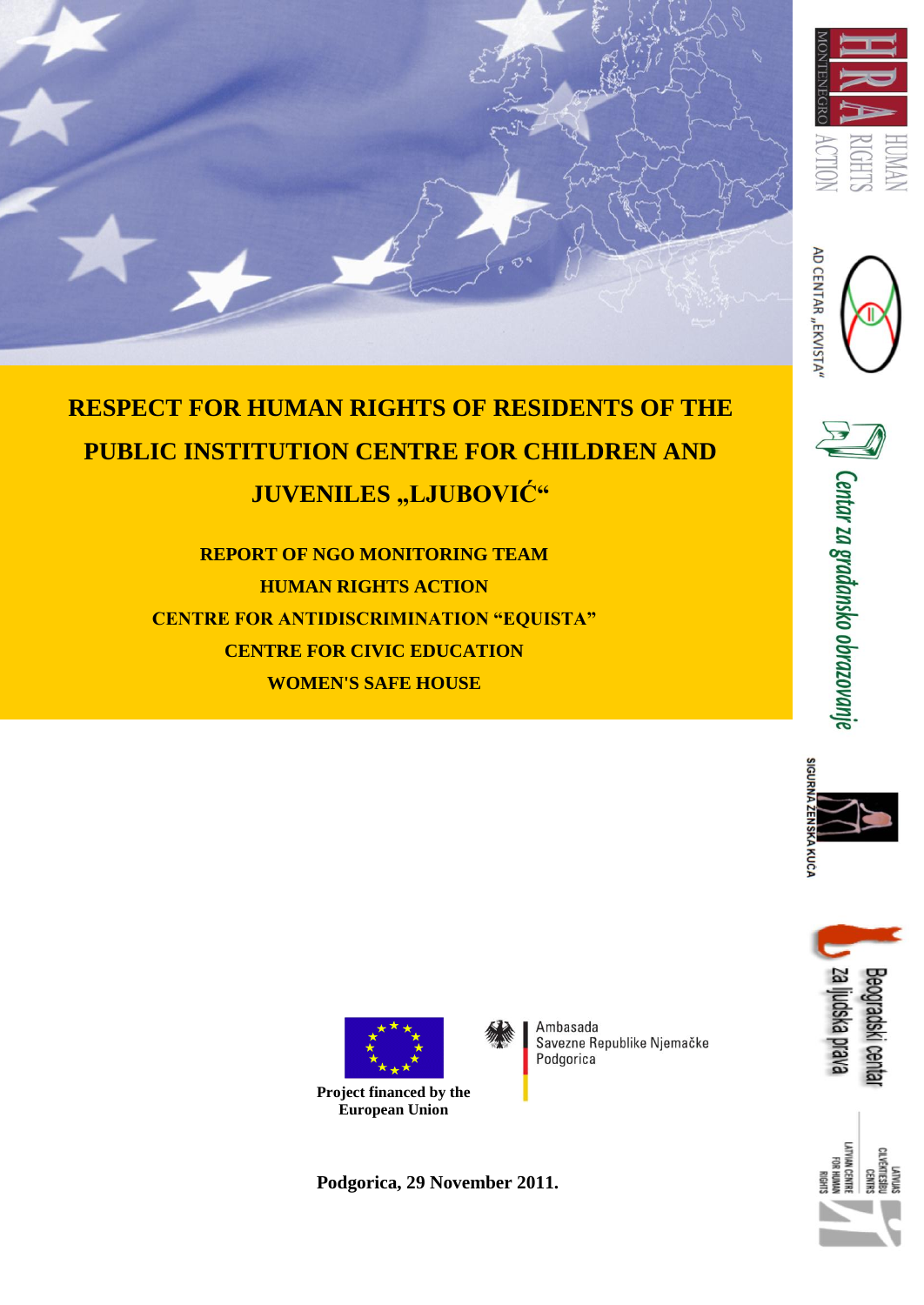# RESPECT FOR HUMAN RIGHTS OF RESIDENTS OF THE PUBLIC INSTITUTION CENTRE FOR CHILDREN AND JUVENILES „LJUBOVIĆ“

**REPORT OF NGO MONITORING TEAM**

**HUMAN RIGHTS ACTION**

**CENTRE FOR ANTIDISCRIMINATION “EQUISTA”**

**CENTRE FOR CIVIC EDUCATION**

**WOMEN'S SAFE HOUSE**

HUMAN RIGHTS ACTION MONTENEGRO

AD CENTAR „EKVISTA“

Centar za građansko obrazovanje

SIGURNA ŽENSKA KUĆA

Beogradski centar za ljudska prava

LATVIJAS CILVĒKTIESĪBU CENTRS
LATVIAN CENTRE FOR HUMAN RIGHTS

**Project financed by the European Union**

Ambasada
Savezne Republike Njemačke
Podgorica

**Podgorica, 29 November 2011.**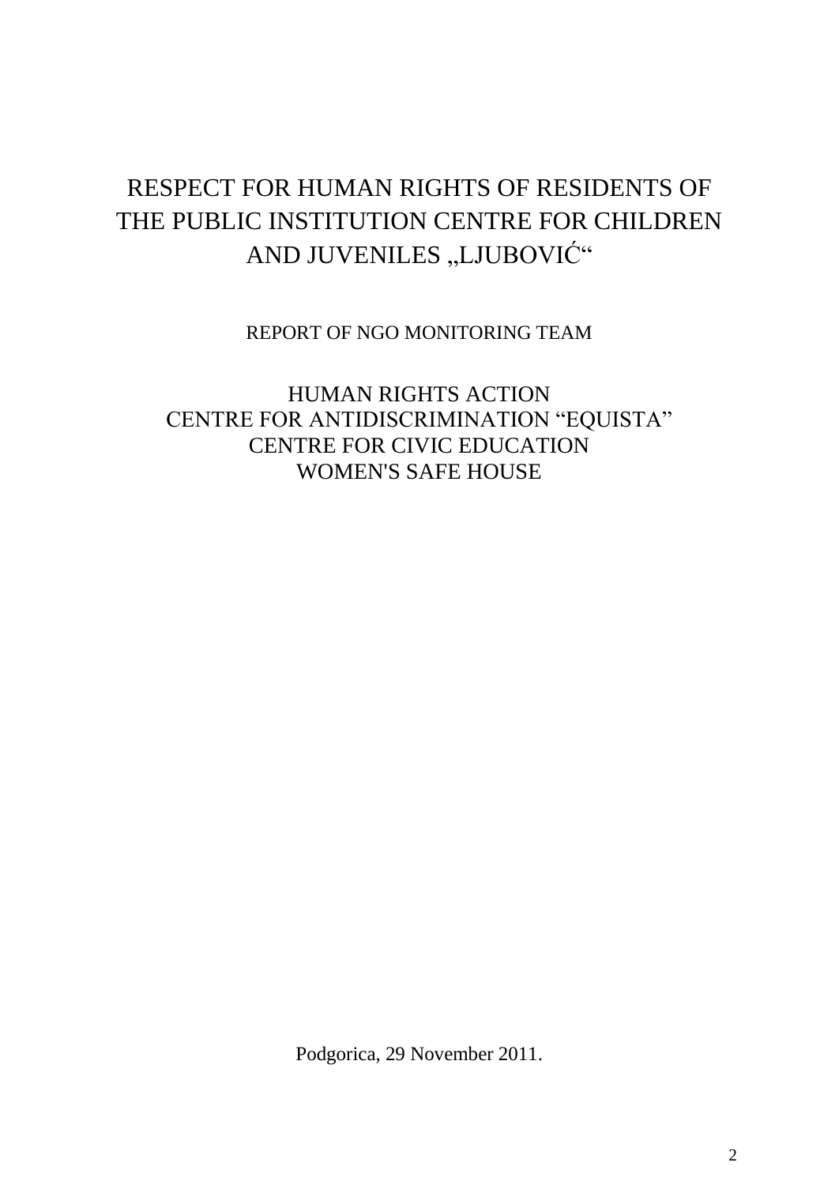# RESPECT FOR HUMAN RIGHTS OF RESIDENTS OF THE PUBLIC INSTITUTION CENTRE FOR CHILDREN AND JUVENILES „LJUBOVIĆ“

REPORT OF NGO MONITORING TEAM

HUMAN RIGHTS ACTION
CENTRE FOR ANTIDISCRIMINATION “EQUISTA”
CENTRE FOR CIVIC EDUCATION
WOMEN'S SAFE HOUSE

Podgorica, 29 November 2011.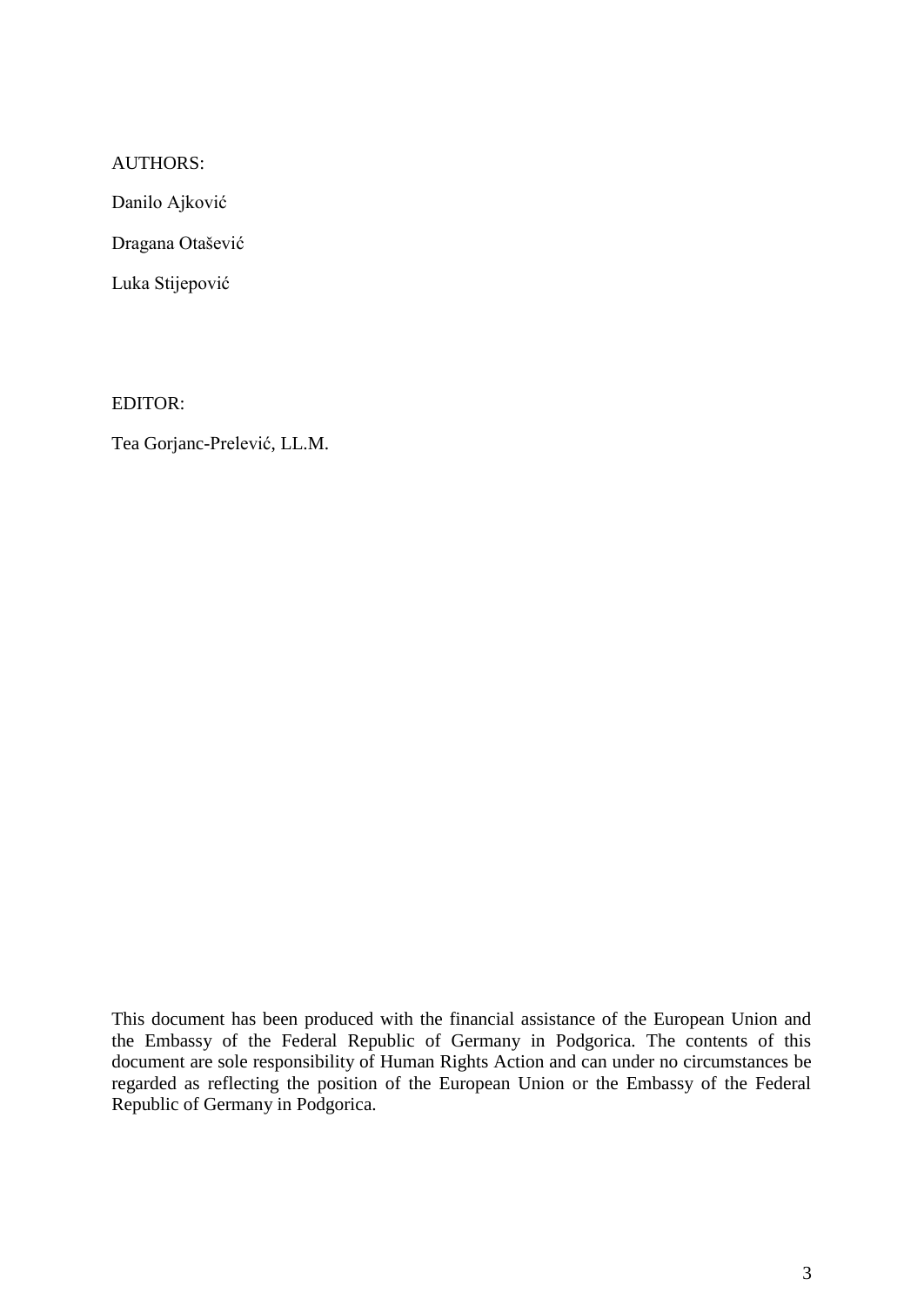AUTHORS:

Danilo Ajković

Dragana Otašević

Luka Stijepović

EDITOR:

Tea Gorjanc-Prelević, LL.M.

This document has been produced with the financial assistance of the European Union and the Embassy of the Federal Republic of Germany in Podgorica. The contents of this document are sole responsibility of Human Rights Action and can under no circumstances be regarded as reflecting the position of the European Union or the Embassy of the Federal Republic of Germany in Podgorica.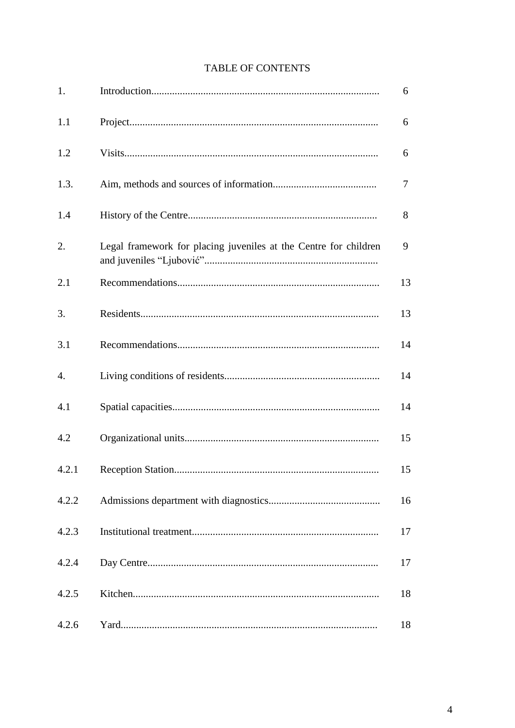TABLE OF CONTENTS

| | | |
|---|---|---|
| 1. | Introduction | 6 |
| 1.1 | Project | 6 |
| 1.2 | Visits | 6 |
| 1.3. | Aim, methods and sources of information | 7 |
| 1.4 | History of the Centre | 8 |
| 2. | Legal framework for placing juveniles at the Centre for children and juveniles "Ljubović" | 9 |
| 2.1 | Recommendations | 13 |
| 3. | Residents | 13 |
| 3.1 | Recommendations | 14 |
| 4. | Living conditions of residents | 14 |
| 4.1 | Spatial capacities | 14 |
| 4.2 | Organizational units | 15 |
| 4.2.1 | Reception Station | 15 |
| 4.2.2 | Admissions department with diagnostics | 16 |
| 4.2.3 | Institutional treatment | 17 |
| 4.2.4 | Day Centre | 17 |
| 4.2.5 | Kitchen | 18 |
| 4.2.6 | Yard | 18 |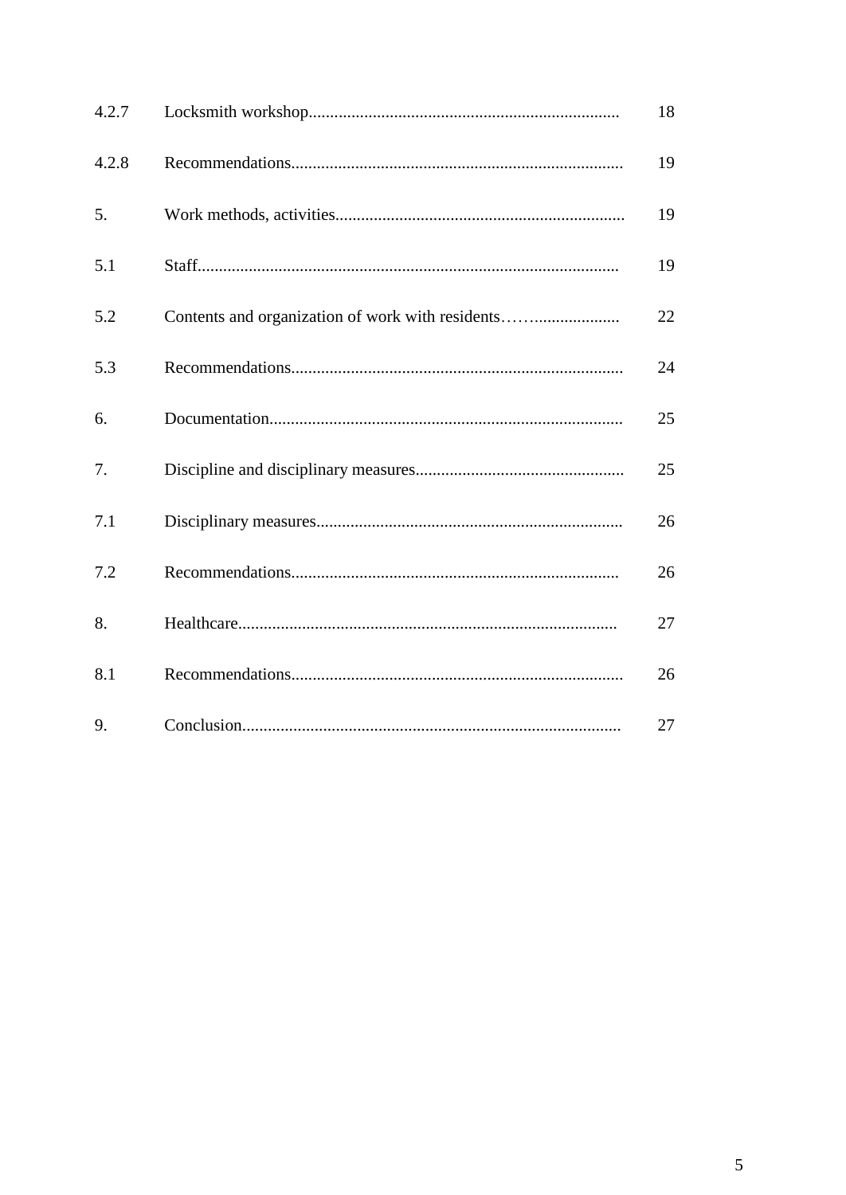| | | |
|---|---|---|
| 4.2.7 | Locksmith workshop | 18 |
| 4.2.8 | Recommendations | 19 |
| 5. | Work methods, activities | 19 |
| 5.1 | Staff | 19 |
| 5.2 | Contents and organization of work with residents | 22 |
| 5.3 | Recommendations | 24 |
| 6. | Documentation | 25 |
| 7. | Discipline and disciplinary measures | 25 |
| 7.1 | Disciplinary measures | 26 |
| 7.2 | Recommendations | 26 |
| 8. | Healthcare | 27 |
| 8.1 | Recommendations | 26 |
| 9. | Conclusion | 27 |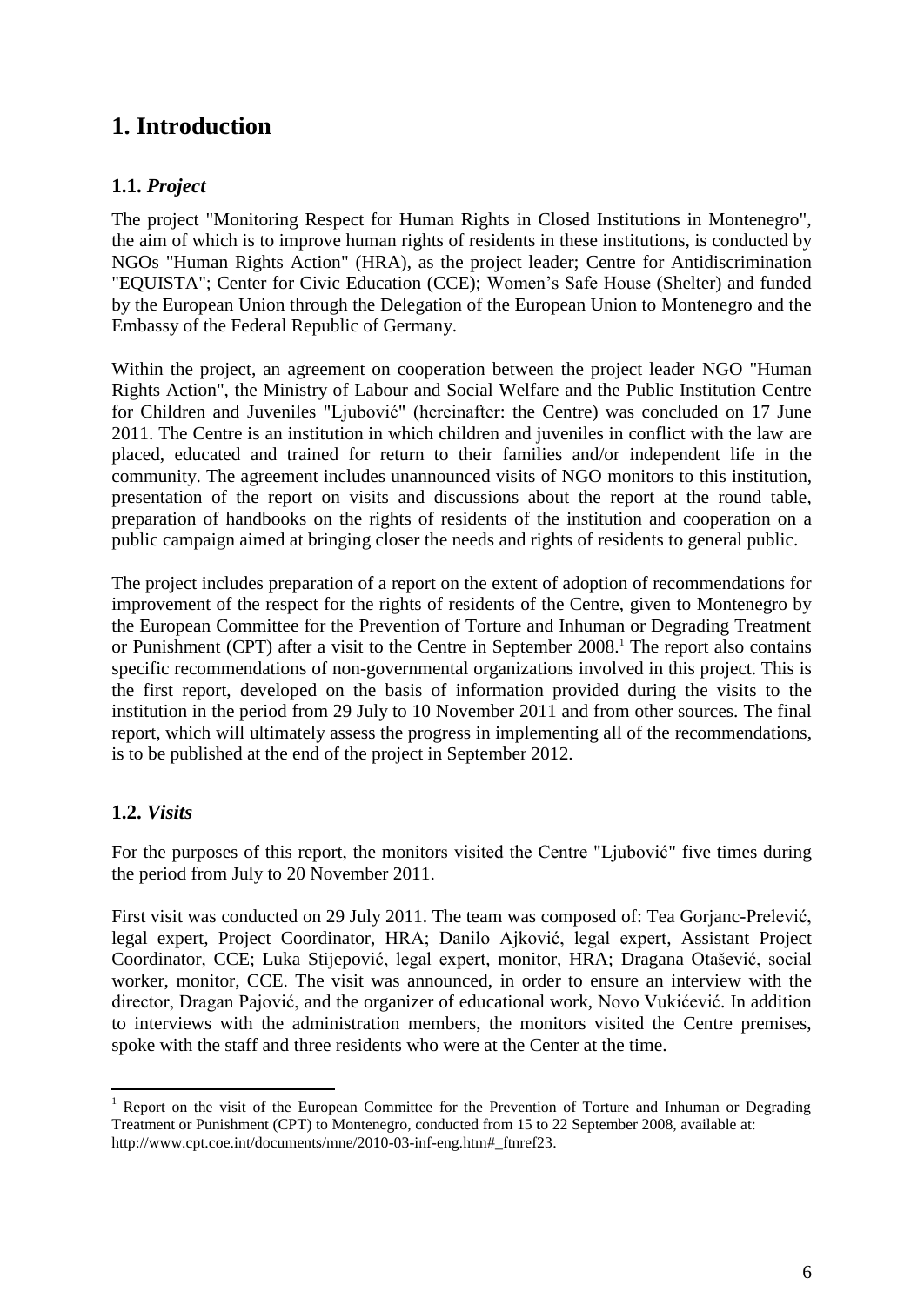# 1. Introduction

## 1.1. *Project*

The project "Monitoring Respect for Human Rights in Closed Institutions in Montenegro", the aim of which is to improve human rights of residents in these institutions, is conducted by NGOs "Human Rights Action" (HRA), as the project leader; Centre for Antidiscrimination "EQUISTA"; Center for Civic Education (CCE); Women's Safe House (Shelter) and funded by the European Union through the Delegation of the European Union to Montenegro and the Embassy of the Federal Republic of Germany.

Within the project, an agreement on cooperation between the project leader NGO "Human Rights Action", the Ministry of Labour and Social Welfare and the Public Institution Centre for Children and Juveniles "Ljubović" (hereinafter: the Centre) was concluded on 17 June 2011. The Centre is an institution in which children and juveniles in conflict with the law are placed, educated and trained for return to their families and/or independent life in the community. The agreement includes unannounced visits of NGO monitors to this institution, presentation of the report on visits and discussions about the report at the round table, preparation of handbooks on the rights of residents of the institution and cooperation on a public campaign aimed at bringing closer the needs and rights of residents to general public.

The project includes preparation of a report on the extent of adoption of recommendations for improvement of the respect for the rights of residents of the Centre, given to Montenegro by the European Committee for the Prevention of Torture and Inhuman or Degrading Treatment or Punishment (CPT) after a visit to the Centre in September 2008.[1] The report also contains specific recommendations of non-governmental organizations involved in this project. This is the first report, developed on the basis of information provided during the visits to the institution in the period from 29 July to 10 November 2011 and from other sources. The final report, which will ultimately assess the progress in implementing all of the recommendations, is to be published at the end of the project in September 2012.

## 1.2. *Visits*

For the purposes of this report, the monitors visited the Centre "Ljubović" five times during the period from July to 20 November 2011.

First visit was conducted on 29 July 2011. The team was composed of: Tea Gorjanc-Prelević, legal expert, Project Coordinator, HRA; Danilo Ajković, legal expert, Assistant Project Coordinator, CCE; Luka Stijepović, legal expert, monitor, HRA; Dragana Otašević, social worker, monitor, CCE. The visit was announced, in order to ensure an interview with the director, Dragan Pajović, and the organizer of educational work, Novo Vukićević. In addition to interviews with the administration members, the monitors visited the Centre premises, spoke with the staff and three residents who were at the Center at the time.

---

[1] Report on the visit of the European Committee for the Prevention of Torture and Inhuman or Degrading Treatment or Punishment (CPT) to Montenegro, conducted from 15 to 22 September 2008, available at: http://www.cpt.coe.int/documents/mne/2010-03-inf-eng.htm#_ftnref23.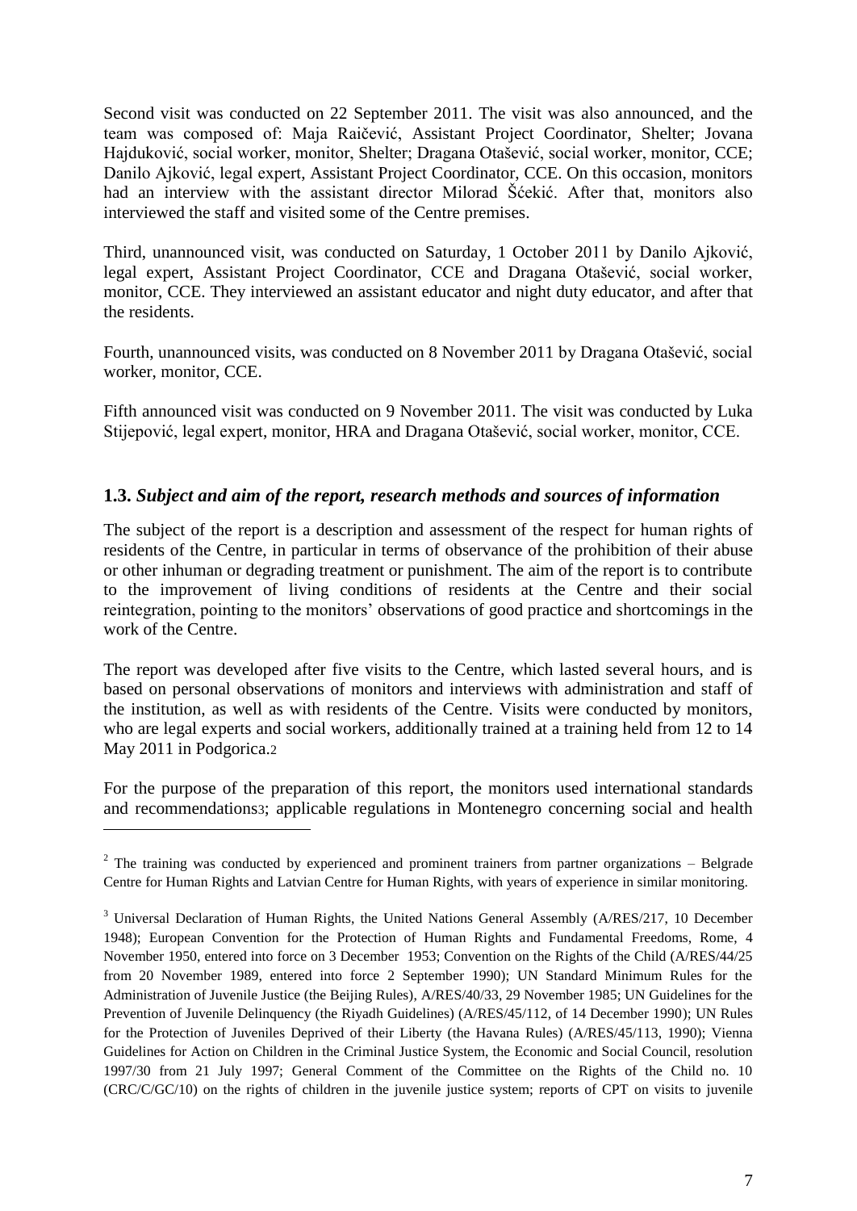Second visit was conducted on 22 September 2011. The visit was also announced, and the team was composed of: Maja Raičević, Assistant Project Coordinator, Shelter; Jovana Hajduković, social worker, monitor, Shelter; Dragana Otašević, social worker, monitor, CCE; Danilo Ajković, legal expert, Assistant Project Coordinator, CCE. On this occasion, monitors had an interview with the assistant director Milorad Šćekić. After that, monitors also interviewed the staff and visited some of the Centre premises.

Third, unannounced visit, was conducted on Saturday, 1 October 2011 by Danilo Ajković, legal expert, Assistant Project Coordinator, CCE and Dragana Otašević, social worker, monitor, CCE. They interviewed an assistant educator and night duty educator, and after that the residents.

Fourth, unannounced visits, was conducted on 8 November 2011 by Dragana Otašević, social worker, monitor, CCE.

Fifth announced visit was conducted on 9 November 2011. The visit was conducted by Luka Stijepović, legal expert, monitor, HRA and Dragana Otašević, social worker, monitor, CCE.

### 1.3. *Subject and aim of the report, research methods and sources of information*

The subject of the report is a description and assessment of the respect for human rights of residents of the Centre, in particular in terms of observance of the prohibition of their abuse or other inhuman or degrading treatment or punishment. The aim of the report is to contribute to the improvement of living conditions of residents at the Centre and their social reintegration, pointing to the monitors' observations of good practice and shortcomings in the work of the Centre.

The report was developed after five visits to the Centre, which lasted several hours, and is based on personal observations of monitors and interviews with administration and staff of the institution, as well as with residents of the Centre. Visits were conducted by monitors, who are legal experts and social workers, additionally trained at a training held from 12 to 14 May 2011 in Podgorica.[2]

For the purpose of the preparation of this report, the monitors used international standards and recommendations[3]; applicable regulations in Montenegro concerning social and health

---

[2] The training was conducted by experienced and prominent trainers from partner organizations – Belgrade Centre for Human Rights and Latvian Centre for Human Rights, with years of experience in similar monitoring.

[3] Universal Declaration of Human Rights, the United Nations General Assembly (A/RES/217, 10 December 1948); European Convention for the Protection of Human Rights and Fundamental Freedoms, Rome, 4 November 1950, entered into force on 3 December 1953; Convention on the Rights of the Child (A/RES/44/25 from 20 November 1989, entered into force 2 September 1990); UN Standard Minimum Rules for the Administration of Juvenile Justice (the Beijing Rules), A/RES/40/33, 29 November 1985; UN Guidelines for the Prevention of Juvenile Delinquency (the Riyadh Guidelines) (A/RES/45/112, of 14 December 1990); UN Rules for the Protection of Juveniles Deprived of their Liberty (the Havana Rules) (A/RES/45/113, 1990); Vienna Guidelines for Action on Children in the Criminal Justice System, the Economic and Social Council, resolution 1997/30 from 21 July 1997; General Comment of the Committee on the Rights of the Child no. 10 (CRC/C/GC/10) on the rights of children in the juvenile justice system; reports of CPT on visits to juvenile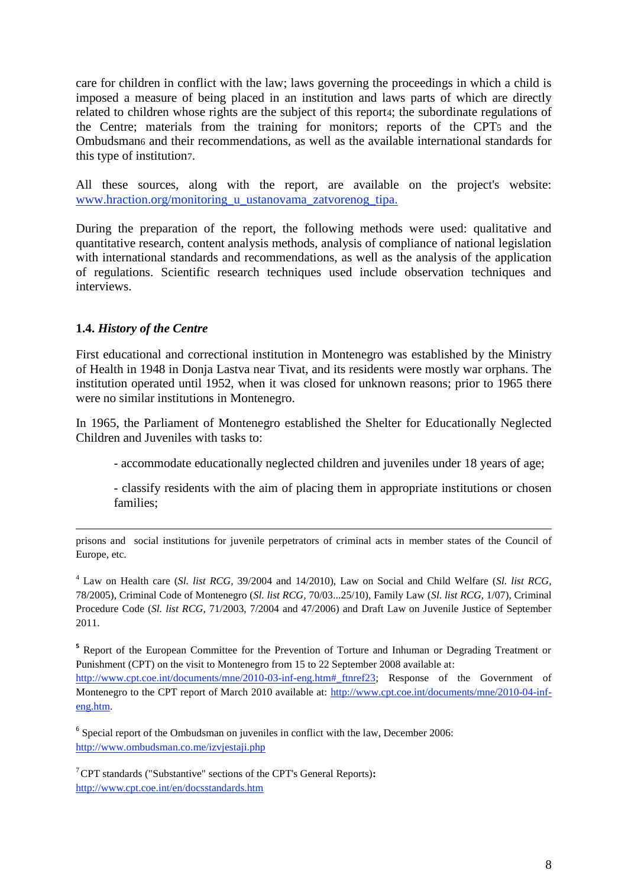care for children in conflict with the law; laws governing the proceedings in which a child is imposed a measure of being placed in an institution and laws parts of which are directly related to children whose rights are the subject of this report[4]; the subordinate regulations of the Centre; materials from the training for monitors; reports of the CPT[5] and the Ombudsman[6] and their recommendations, as well as the available international standards for this type of institution[7].

All these sources, along with the report, are available on the project's website: www.hraction.org/monitoring_u_ustanovama_zatvorenog_tipa.

During the preparation of the report, the following methods were used: qualitative and quantitative research, content analysis methods, analysis of compliance of national legislation with international standards and recommendations, as well as the analysis of the application of regulations. Scientific research techniques used include observation techniques and interviews.

### 1.4. *History of the Centre*

First educational and correctional institution in Montenegro was established by the Ministry of Health in 1948 in Donja Lastva near Tivat, and its residents were mostly war orphans. The institution operated until 1952, when it was closed for unknown reasons; prior to 1965 there were no similar institutions in Montenegro.

In 1965, the Parliament of Montenegro established the Shelter for Educationally Neglected Children and Juveniles with tasks to:

- accommodate educationally neglected children and juveniles under 18 years of age;

- classify residents with the aim of placing them in appropriate institutions or chosen families;

---

prisons and social institutions for juvenile perpetrators of criminal acts in member states of the Council of Europe, etc.

[4] Law on Health care (*Sl. list RCG,* 39/2004 and 14/2010), Law on Social and Child Welfare (*Sl. list RCG,* 78/2005), Criminal Code of Montenegro (*Sl. list RCG,* 70/03...25/10), Family Law (*Sl. list RCG,* 1/07), Criminal Procedure Code (*Sl. list RCG,* 71/2003, 7/2004 and 47/2006) and Draft Law on Juvenile Justice of September 2011.

[5] Report of the European Committee for the Prevention of Torture and Inhuman or Degrading Treatment or Punishment (CPT) on the visit to Montenegro from 15 to 22 September 2008 available at: http://www.cpt.coe.int/documents/mne/2010-03-inf-eng.htm#_ftnref23; Response of the Government of Montenegro to the CPT report of March 2010 available at: http://www.cpt.coe.int/documents/mne/2010-04-inf-eng.htm.

[6] Special report of the Ombudsman on juveniles in conflict with the law, December 2006: http://www.ombudsman.co.me/izvjestaji.php

[7] CPT standards ("Substantive" sections of the CPT's General Reports)**:** http://www.cpt.coe.int/en/docsstandards.htm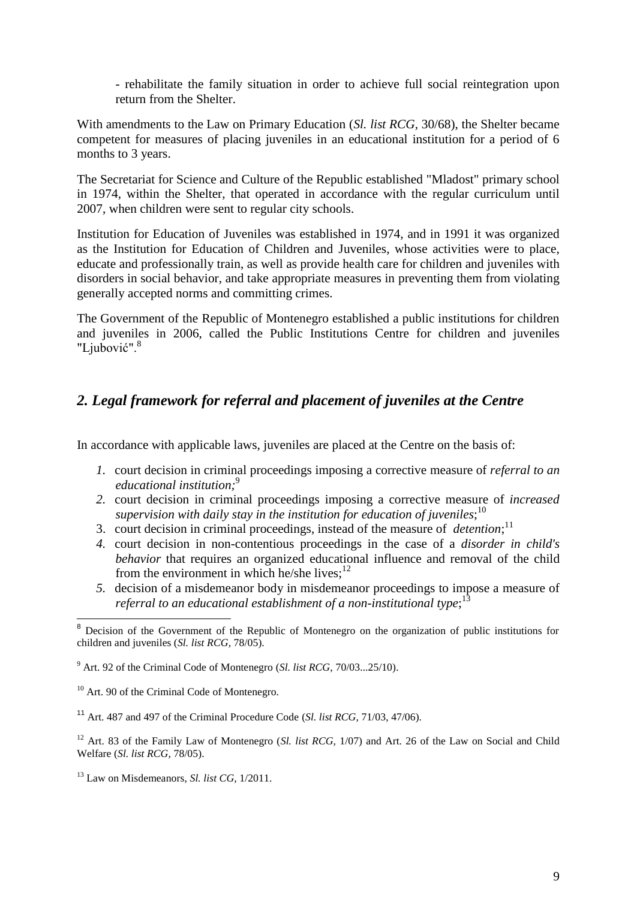- rehabilitate the family situation in order to achieve full social reintegration upon return from the Shelter.

With amendments to the Law on Primary Education (*Sl. list RCG*, 30/68), the Shelter became competent for measures of placing juveniles in an educational institution for a period of 6 months to 3 years.

The Secretariat for Science and Culture of the Republic established "Mladost" primary school in 1974, within the Shelter, that operated in accordance with the regular curriculum until 2007, when children were sent to regular city schools.

Institution for Education of Juveniles was established in 1974, and in 1991 it was organized as the Institution for Education of Children and Juveniles, whose activities were to place, educate and professionally train, as well as provide health care for children and juveniles with disorders in social behavior, and take appropriate measures in preventing them from violating generally accepted norms and committing crimes.

The Government of the Republic of Montenegro established a public institutions for children and juveniles in 2006, called the Public Institutions Centre for children and juveniles "Ljubović".[8]

## *2. Legal framework for referral and placement of juveniles at the Centre*

In accordance with applicable laws, juveniles are placed at the Centre on the basis of:

1. court decision in criminal proceedings imposing a corrective measure of *referral to an educational institution;*[9]
2. court decision in criminal proceedings imposing a corrective measure of *increased supervision with daily stay in the institution for education of juveniles*;[10]
3. court decision in criminal proceedings, instead of the measure of *detention*;[11]
4. court decision in non-contentious proceedings in the case of a *disorder in child's behavior* that requires an organized educational influence and removal of the child from the environment in which he/she lives;[12]
5. decision of a misdemeanor body in misdemeanor proceedings to impose a measure of *referral to an educational establishment of a non-institutional type*;[13]

---

[8] Decision of the Government of the Republic of Montenegro on the organization of public institutions for children and juveniles (*Sl. list RCG*, 78/05).

[9] Art. 92 of the Criminal Code of Montenegro (*Sl. list RCG*, 70/03...25/10).

[10] Art. 90 of the Criminal Code of Montenegro.

[11] Art. 487 and 497 of the Criminal Procedure Code (*Sl. list RCG*, 71/03, 47/06).

[12] Art. 83 of the Family Law of Montenegro (*Sl. list RCG*, 1/07) and Art. 26 of the Law on Social and Child Welfare (*Sl. list RCG*, 78/05).

[13] Law on Misdemeanors, *Sl. list CG*, 1/2011.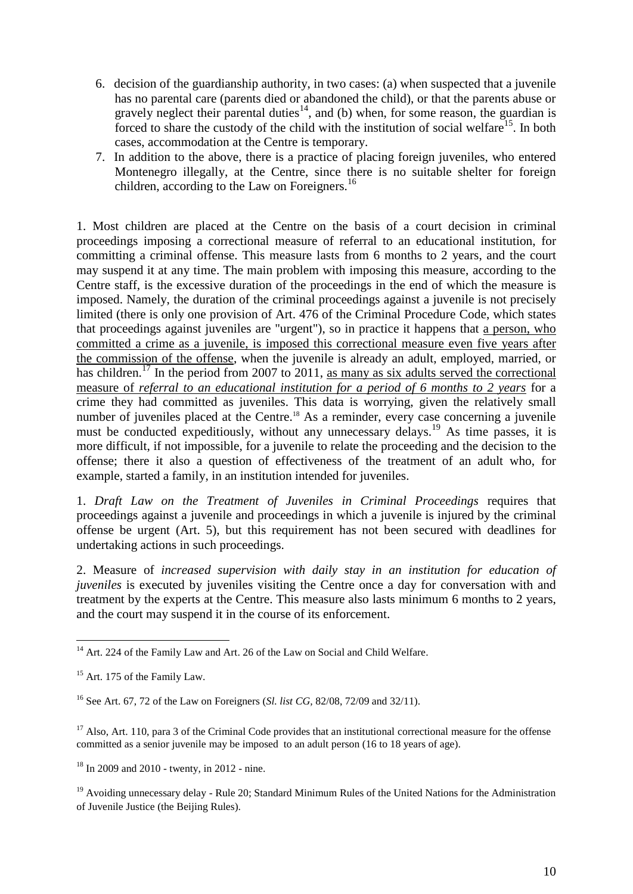6. decision of the guardianship authority, in two cases: (a) when suspected that a juvenile has no parental care (parents died or abandoned the child), or that the parents abuse or gravely neglect their parental duties[14], and (b) when, for some reason, the guardian is forced to share the custody of the child with the institution of social welfare[15]. In both cases, accommodation at the Centre is temporary.
7. In addition to the above, there is a practice of placing foreign juveniles, who entered Montenegro illegally, at the Centre, since there is no suitable shelter for foreign children, according to the Law on Foreigners.[16]

1. Most children are placed at the Centre on the basis of a court decision in criminal proceedings imposing a correctional measure of referral to an educational institution, for committing a criminal offense. This measure lasts from 6 months to 2 years, and the court may suspend it at any time. The main problem with imposing this measure, according to the Centre staff, is the excessive duration of the proceedings in the end of which the measure is imposed. Namely, the duration of the criminal proceedings against a juvenile is not precisely limited (there is only one provision of Art. 476 of the Criminal Procedure Code, which states that proceedings against juveniles are "urgent"), so in practice it happens that <u>a person, who committed a crime as a juvenile, is imposed this correctional measure even five years after the commission of the offense</u>, when the juvenile is already an adult, employed, married, or has children.[17] In the period from 2007 to 2011, <u>as many as six adults served the correctional measure of *referral to an educational institution for a period of 6 months to 2 years*</u> for a crime they had committed as juveniles. This data is worrying, given the relatively small number of juveniles placed at the Centre.[18] As a reminder, every case concerning a juvenile must be conducted expeditiously, without any unnecessary delays.[19] As time passes, it is more difficult, if not impossible, for a juvenile to relate the proceeding and the decision to the offense; there it also a question of effectiveness of the treatment of an adult who, for example, started a family, in an institution intended for juveniles.

1. *Draft Law on the Treatment of Juveniles in Criminal Proceedings* requires that proceedings against a juvenile and proceedings in which a juvenile is injured by the criminal offense be urgent (Art. 5), but this requirement has not been secured with deadlines for undertaking actions in such proceedings.

2. Measure of *increased supervision with daily stay in an institution for education of juveniles* is executed by juveniles visiting the Centre once a day for conversation with and treatment by the experts at the Centre. This measure also lasts minimum 6 months to 2 years, and the court may suspend it in the course of its enforcement.

---

[14] Art. 224 of the Family Law and Art. 26 of the Law on Social and Child Welfare.

[15] Art. 175 of the Family Law.

[16] See Art. 67, 72 of the Law on Foreigners (*Sl. list CG*, 82/08, 72/09 and 32/11).

[17] Also, Art. 110, para 3 of the Criminal Code provides that an institutional correctional measure for the offense committed as a senior juvenile may be imposed to an adult person (16 to 18 years of age).

[18] In 2009 and 2010 - twenty, in 2012 - nine.

[19] Avoiding unnecessary delay - Rule 20; Standard Minimum Rules of the United Nations for the Administration of Juvenile Justice (the Beijing Rules).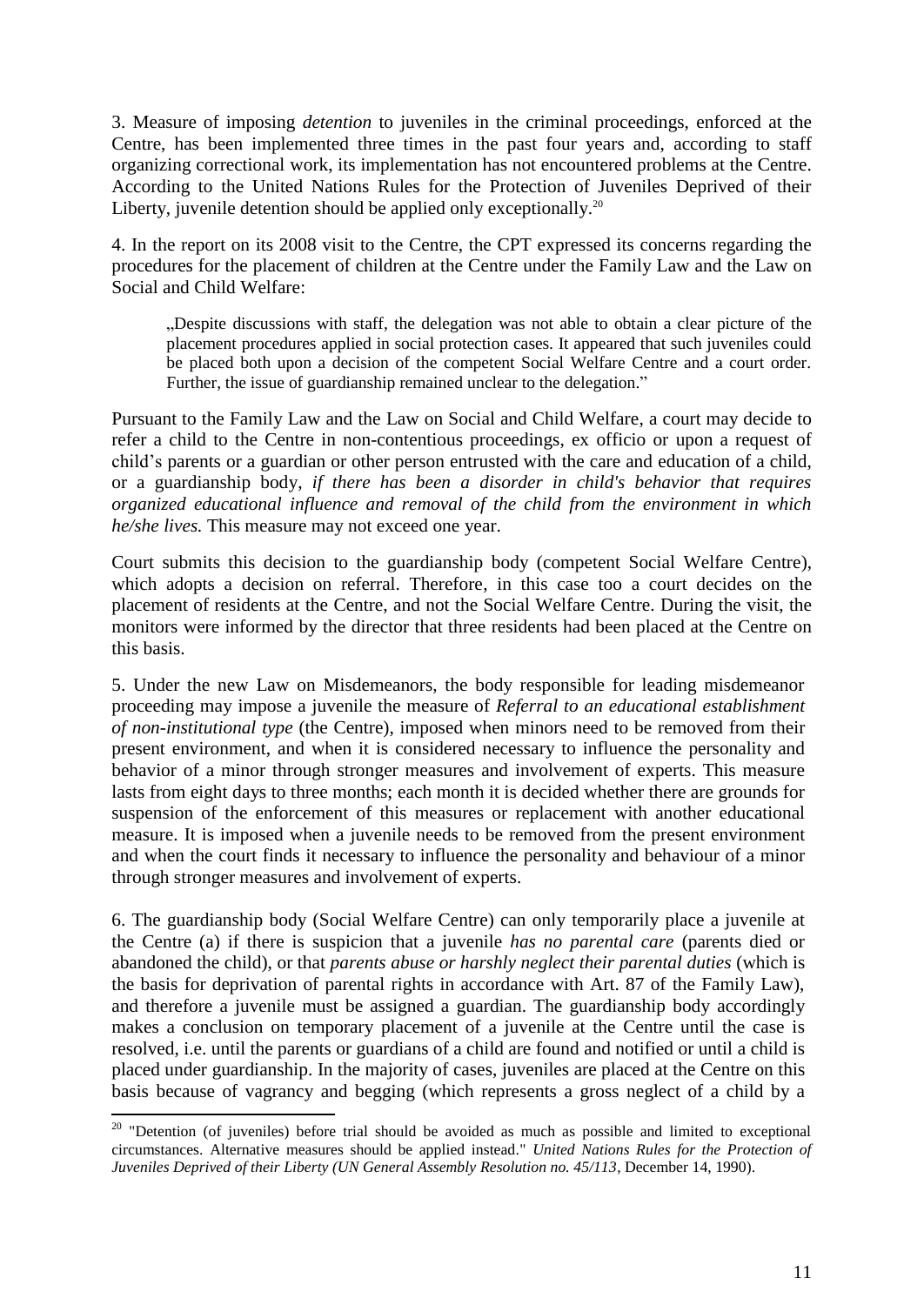3. Measure of imposing *detention* to juveniles in the criminal proceedings, enforced at the Centre, has been implemented three times in the past four years and, according to staff organizing correctional work, its implementation has not encountered problems at the Centre. According to the United Nations Rules for the Protection of Juveniles Deprived of their Liberty, juvenile detention should be applied only exceptionally.[20]

4. In the report on its 2008 visit to the Centre, the CPT expressed its concerns regarding the procedures for the placement of children at the Centre under the Family Law and the Law on Social and Child Welfare:

> „Despite discussions with staff, the delegation was not able to obtain a clear picture of the placement procedures applied in social protection cases. It appeared that such juveniles could be placed both upon a decision of the competent Social Welfare Centre and a court order. Further, the issue of guardianship remained unclear to the delegation."

Pursuant to the Family Law and the Law on Social and Child Welfare, a court may decide to refer a child to the Centre in non-contentious proceedings, ex officio or upon a request of child's parents or a guardian or other person entrusted with the care and education of a child, or a guardianship body, *if there has been a disorder in child's behavior that requires organized educational influence and removal of the child from the environment in which he/she lives.* This measure may not exceed one year.

Court submits this decision to the guardianship body (competent Social Welfare Centre), which adopts a decision on referral. Therefore, in this case too a court decides on the placement of residents at the Centre, and not the Social Welfare Centre. During the visit, the monitors were informed by the director that three residents had been placed at the Centre on this basis.

5. Under the new Law on Misdemeanors, the body responsible for leading misdemeanor proceeding may impose a juvenile the measure of *Referral to an educational establishment of non-institutional type* (the Centre), imposed when minors need to be removed from their present environment, and when it is considered necessary to influence the personality and behavior of a minor through stronger measures and involvement of experts. This measure lasts from eight days to three months; each month it is decided whether there are grounds for suspension of the enforcement of this measures or replacement with another educational measure. It is imposed when a juvenile needs to be removed from the present environment and when the court finds it necessary to influence the personality and behaviour of a minor through stronger measures and involvement of experts.

6. The guardianship body (Social Welfare Centre) can only temporarily place a juvenile at the Centre (a) if there is suspicion that a juvenile *has no parental care* (parents died or abandoned the child), or that *parents abuse or harshly neglect their parental duties* (which is the basis for deprivation of parental rights in accordance with Art. 87 of the Family Law), and therefore a juvenile must be assigned a guardian. The guardianship body accordingly makes a conclusion on temporary placement of a juvenile at the Centre until the case is resolved, i.e. until the parents or guardians of a child are found and notified or until a child is placed under guardianship. In the majority of cases, juveniles are placed at the Centre on this basis because of vagrancy and begging (which represents a gross neglect of a child by a

[20] "Detention (of juveniles) before trial should be avoided as much as possible and limited to exceptional circumstances. Alternative measures should be applied instead." *United Nations Rules for the Protection of Juveniles Deprived of their Liberty (UN General Assembly Resolution no. 45/113*, December 14, 1990).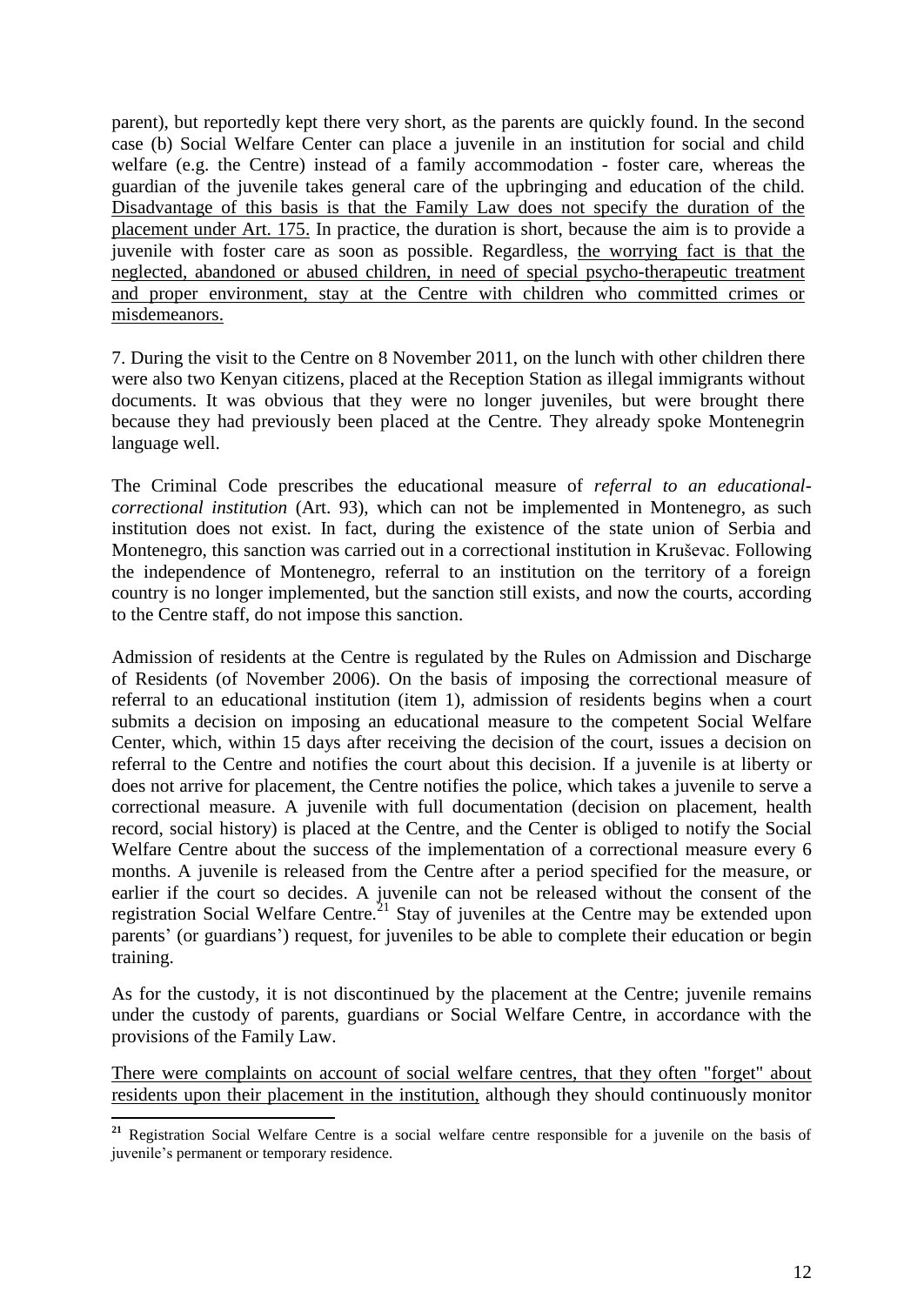parent), but reportedly kept there very short, as the parents are quickly found. In the second case (b) Social Welfare Center can place a juvenile in an institution for social and child welfare (e.g. the Centre) instead of a family accommodation - foster care, whereas the guardian of the juvenile takes general care of the upbringing and education of the child. Disadvantage of this basis is that the Family Law does not specify the duration of the placement under Art. 175. In practice, the duration is short, because the aim is to provide a juvenile with foster care as soon as possible. Regardless, the worrying fact is that the neglected, abandoned or abused children, in need of special psycho-therapeutic treatment and proper environment, stay at the Centre with children who committed crimes or misdemeanors.

7. During the visit to the Centre on 8 November 2011, on the lunch with other children there were also two Kenyan citizens, placed at the Reception Station as illegal immigrants without documents. It was obvious that they were no longer juveniles, but were brought there because they had previously been placed at the Centre. They already spoke Montenegrin language well.

The Criminal Code prescribes the educational measure of *referral to an educational-correctional institution* (Art. 93), which can not be implemented in Montenegro, as such institution does not exist. In fact, during the existence of the state union of Serbia and Montenegro, this sanction was carried out in a correctional institution in Kruševac. Following the independence of Montenegro, referral to an institution on the territory of a foreign country is no longer implemented, but the sanction still exists, and now the courts, according to the Centre staff, do not impose this sanction.

Admission of residents at the Centre is regulated by the Rules on Admission and Discharge of Residents (of November 2006). On the basis of imposing the correctional measure of referral to an educational institution (item 1), admission of residents begins when a court submits a decision on imposing an educational measure to the competent Social Welfare Center, which, within 15 days after receiving the decision of the court, issues a decision on referral to the Centre and notifies the court about this decision. If a juvenile is at liberty or does not arrive for placement, the Centre notifies the police, which takes a juvenile to serve a correctional measure. A juvenile with full documentation (decision on placement, health record, social history) is placed at the Centre, and the Center is obliged to notify the Social Welfare Centre about the success of the implementation of a correctional measure every 6 months. A juvenile is released from the Centre after a period specified for the measure, or earlier if the court so decides. A juvenile can not be released without the consent of the registration Social Welfare Centre.[21] Stay of juveniles at the Centre may be extended upon parents' (or guardians') request, for juveniles to be able to complete their education or begin training.

As for the custody, it is not discontinued by the placement at the Centre; juvenile remains under the custody of parents, guardians or Social Welfare Centre, in accordance with the provisions of the Family Law.

There were complaints on account of social welfare centres, that they often "forget" about residents upon their placement in the institution, although they should continuously monitor

[21] Registration Social Welfare Centre is a social welfare centre responsible for a juvenile on the basis of juvenile's permanent or temporary residence.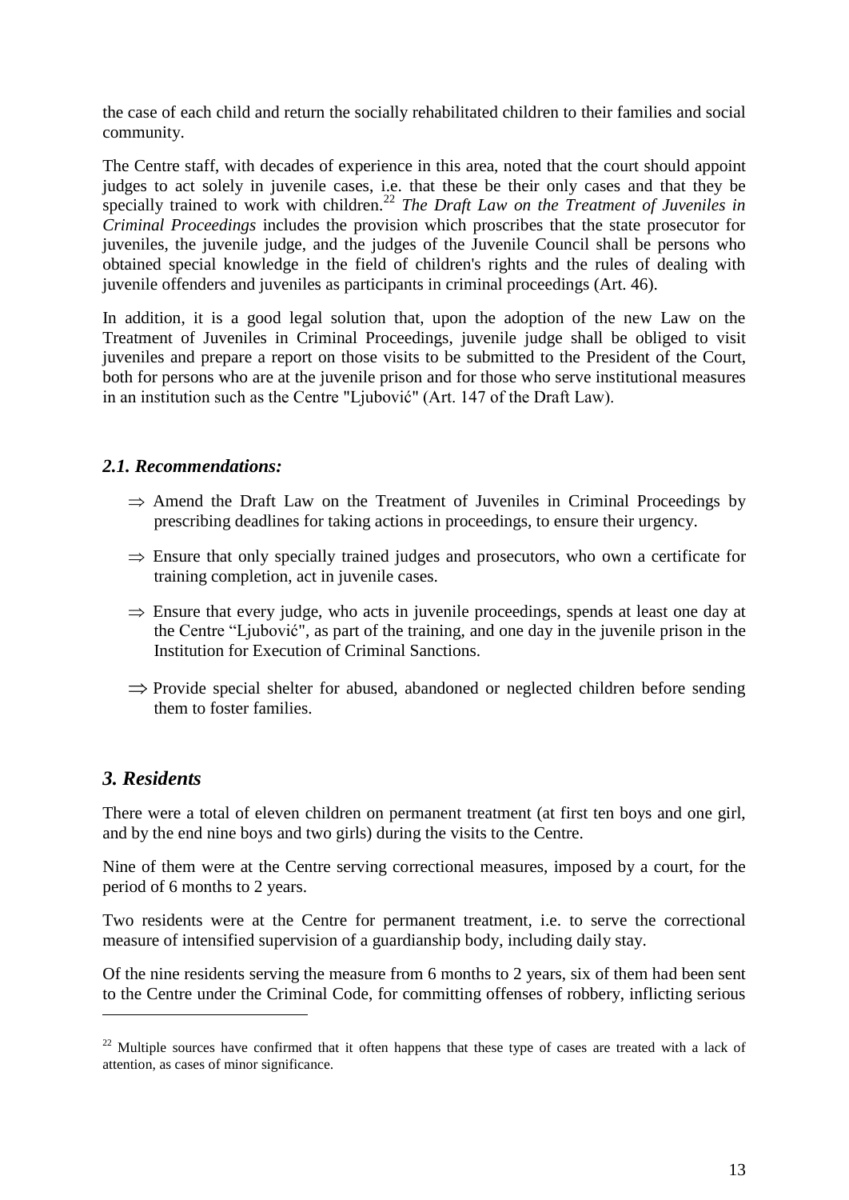the case of each child and return the socially rehabilitated children to their families and social community.

The Centre staff, with decades of experience in this area, noted that the court should appoint judges to act solely in juvenile cases, i.e. that these be their only cases and that they be specially trained to work with children.[22] *The Draft Law on the Treatment of Juveniles in Criminal Proceedings* includes the provision which proscribes that the state prosecutor for juveniles, the juvenile judge, and the judges of the Juvenile Council shall be persons who obtained special knowledge in the field of children's rights and the rules of dealing with juvenile offenders and juveniles as participants in criminal proceedings (Art. 46).

In addition, it is a good legal solution that, upon the adoption of the new Law on the Treatment of Juveniles in Criminal Proceedings, juvenile judge shall be obliged to visit juveniles and prepare a report on those visits to be submitted to the President of the Court, both for persons who are at the juvenile prison and for those who serve institutional measures in an institution such as the Centre "Ljubović" (Art. 147 of the Draft Law).

### *2.1. Recommendations:*

- ⇒ Amend the Draft Law on the Treatment of Juveniles in Criminal Proceedings by prescribing deadlines for taking actions in proceedings, to ensure their urgency.
- ⇒ Ensure that only specially trained judges and prosecutors, who own a certificate for training completion, act in juvenile cases.
- ⇒ Ensure that every judge, who acts in juvenile proceedings, spends at least one day at the Centre "Ljubović", as part of the training, and one day in the juvenile prison in the Institution for Execution of Criminal Sanctions.
- ⇒ Provide special shelter for abused, abandoned or neglected children before sending them to foster families.

## *3. Residents*

There were a total of eleven children on permanent treatment (at first ten boys and one girl, and by the end nine boys and two girls) during the visits to the Centre.

Nine of them were at the Centre serving correctional measures, imposed by a court, for the period of 6 months to 2 years.

Two residents were at the Centre for permanent treatment, i.e. to serve the correctional measure of intensified supervision of a guardianship body, including daily stay.

Of the nine residents serving the measure from 6 months to 2 years, six of them had been sent to the Centre under the Criminal Code, for committing offenses of robbery, inflicting serious

---

[22] Multiple sources have confirmed that it often happens that these type of cases are treated with a lack of attention, as cases of minor significance.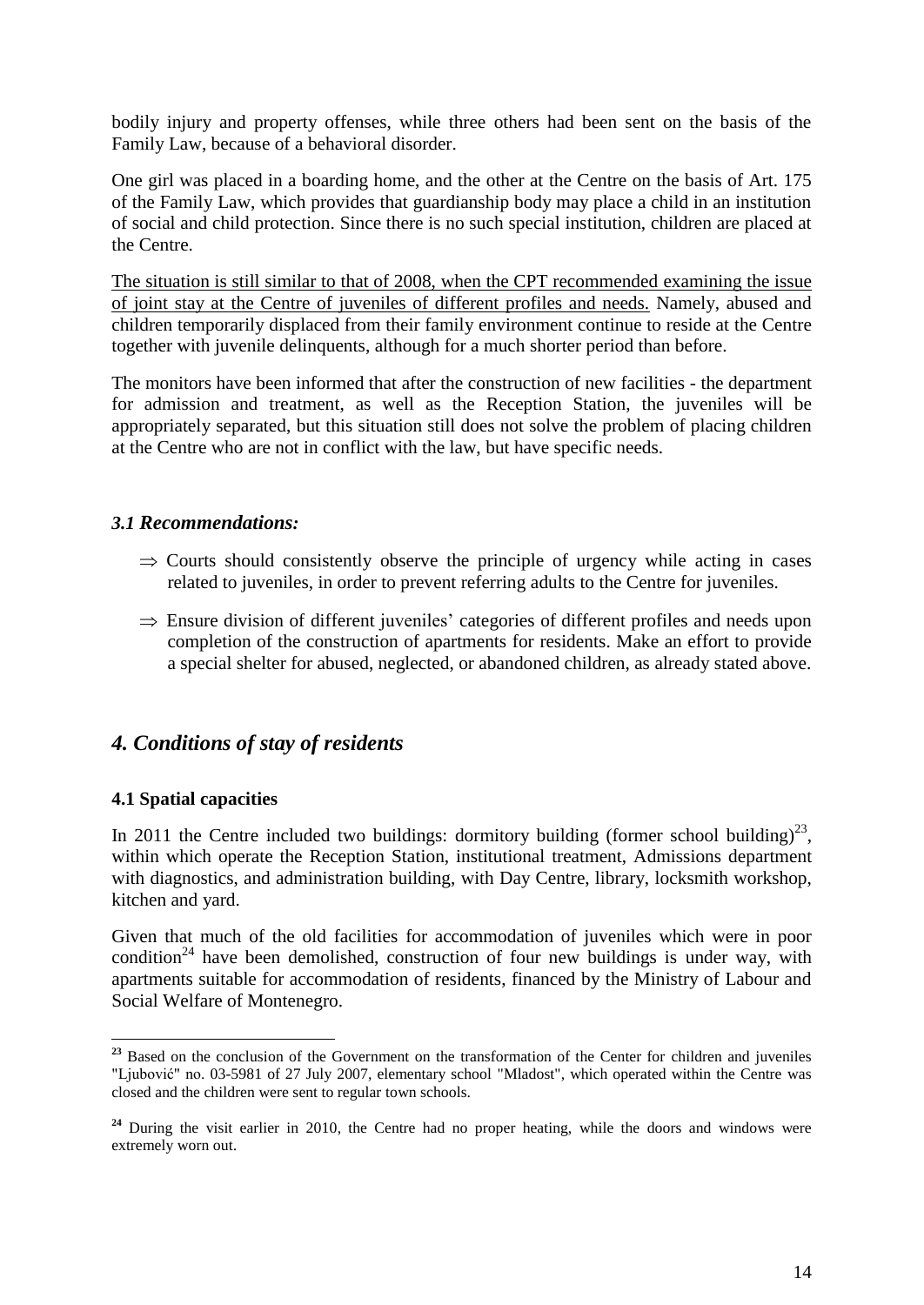bodily injury and property offenses, while three others had been sent on the basis of the Family Law, because of a behavioral disorder.

One girl was placed in a boarding home, and the other at the Centre on the basis of Art. 175 of the Family Law, which provides that guardianship body may place a child in an institution of social and child protection. Since there is no such special institution, children are placed at the Centre.

The situation is still similar to that of 2008, when the CPT recommended examining the issue of joint stay at the Centre of juveniles of different profiles and needs. Namely, abused and children temporarily displaced from their family environment continue to reside at the Centre together with juvenile delinquents, although for a much shorter period than before.

The monitors have been informed that after the construction of new facilities - the department for admission and treatment, as well as the Reception Station, the juveniles will be appropriately separated, but this situation still does not solve the problem of placing children at the Centre who are not in conflict with the law, but have specific needs.

### *3.1 Recommendations:*

- ⇒ Courts should consistently observe the principle of urgency while acting in cases related to juveniles, in order to prevent referring adults to the Centre for juveniles.
- ⇒ Ensure division of different juveniles' categories of different profiles and needs upon completion of the construction of apartments for residents. Make an effort to provide a special shelter for abused, neglected, or abandoned children, as already stated above.

## *4. Conditions of stay of residents*

### 4.1 Spatial capacities

In 2011 the Centre included two buildings: dormitory building (former school building)[23], within which operate the Reception Station, institutional treatment, Admissions department with diagnostics, and administration building, with Day Centre, library, locksmith workshop, kitchen and yard.

Given that much of the old facilities for accommodation of juveniles which were in poor condition[24] have been demolished, construction of four new buildings is under way, with apartments suitable for accommodation of residents, financed by the Ministry of Labour and Social Welfare of Montenegro.

---

[23] Based on the conclusion of the Government on the transformation of the Center for children and juveniles "Ljubović" no. 03-5981 of 27 July 2007, elementary school "Mladost", which operated within the Centre was closed and the children were sent to regular town schools.

[24] During the visit earlier in 2010, the Centre had no proper heating, while the doors and windows were extremely worn out.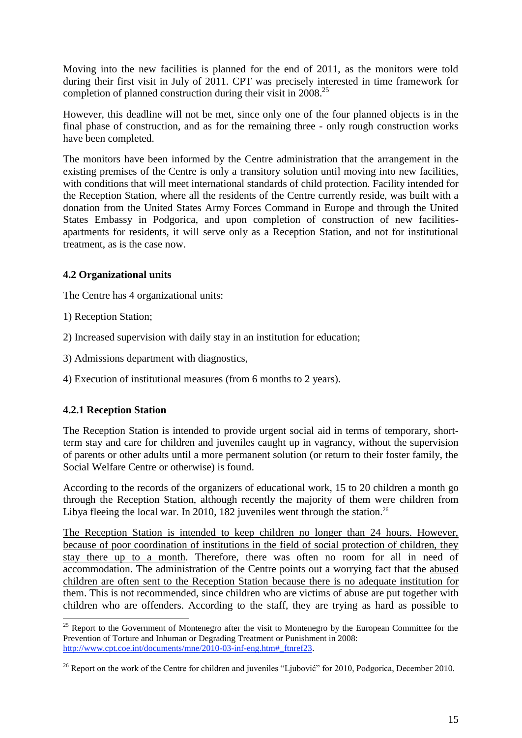Moving into the new facilities is planned for the end of 2011, as the monitors were told during their first visit in July of 2011. CPT was precisely interested in time framework for completion of planned construction during their visit in 2008.[25]

However, this deadline will not be met, since only one of the four planned objects is in the final phase of construction, and as for the remaining three - only rough construction works have been completed.

The monitors have been informed by the Centre administration that the arrangement in the existing premises of the Centre is only a transitory solution until moving into new facilities, with conditions that will meet international standards of child protection. Facility intended for the Reception Station, where all the residents of the Centre currently reside, was built with a donation from the United States Army Forces Command in Europe and through the United States Embassy in Podgorica, and upon completion of construction of new facilities-apartments for residents, it will serve only as a Reception Station, and not for institutional treatment, as is the case now.

### 4.2 Organizational units

The Centre has 4 organizational units:

1) Reception Station;

2) Increased supervision with daily stay in an institution for education;

3) Admissions department with diagnostics,

4) Execution of institutional measures (from 6 months to 2 years).

### 4.2.1 Reception Station

The Reception Station is intended to provide urgent social aid in terms of temporary, short-term stay and care for children and juveniles caught up in vagrancy, without the supervision of parents or other adults until a more permanent solution (or return to their foster family, the Social Welfare Centre or otherwise) is found.

According to the records of the organizers of educational work, 15 to 20 children a month go through the Reception Station, although recently the majority of them were children from Libya fleeing the local war. In 2010, 182 juveniles went through the station.[26]

<u>The Reception Station is intended to keep children no longer than 24 hours. However, because of poor coordination of institutions in the field of social protection of children, they stay there up to a month</u>. Therefore, there was often no room for all in need of accommodation. The administration of the Centre points out a worrying fact that the <u>abused children are often sent to the Reception Station because there is no adequate institution for them.</u> This is not recommended, since children who are victims of abuse are put together with children who are offenders. According to the staff, they are trying as hard as possible to

---

[25] Report to the Government of Montenegro after the visit to Montenegro by the European Committee for the Prevention of Torture and Inhuman or Degrading Treatment or Punishment in 2008: http://www.cpt.coe.int/documents/mne/2010-03-inf-eng.htm#_ftnref23.

[26] Report on the work of the Centre for children and juveniles "Ljubović" for 2010, Podgorica, December 2010.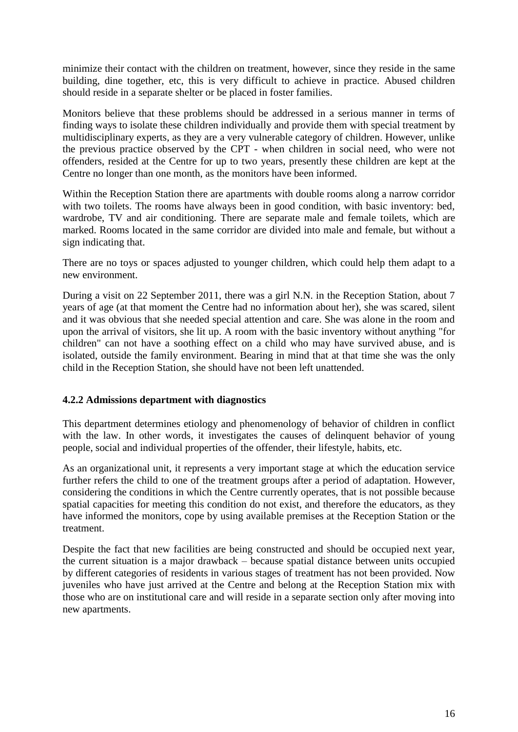minimize their contact with the children on treatment, however, since they reside in the same building, dine together, etc, this is very difficult to achieve in practice. Abused children should reside in a separate shelter or be placed in foster families.

Monitors believe that these problems should be addressed in a serious manner in terms of finding ways to isolate these children individually and provide them with special treatment by multidisciplinary experts, as they are a very vulnerable category of children. However, unlike the previous practice observed by the CPT - when children in social need, who were not offenders, resided at the Centre for up to two years, presently these children are kept at the Centre no longer than one month, as the monitors have been informed.

Within the Reception Station there are apartments with double rooms along a narrow corridor with two toilets. The rooms have always been in good condition, with basic inventory: bed, wardrobe, TV and air conditioning. There are separate male and female toilets, which are marked. Rooms located in the same corridor are divided into male and female, but without a sign indicating that.

There are no toys or spaces adjusted to younger children, which could help them adapt to a new environment.

During a visit on 22 September 2011, there was a girl N.N. in the Reception Station, about 7 years of age (at that moment the Centre had no information about her), she was scared, silent and it was obvious that she needed special attention and care. She was alone in the room and upon the arrival of visitors, she lit up. A room with the basic inventory without anything "for children" can not have a soothing effect on a child who may have survived abuse, and is isolated, outside the family environment. Bearing in mind that at that time she was the only child in the Reception Station, she should have not been left unattended.

#### 4.2.2 Admissions department with diagnostics

This department determines etiology and phenomenology of behavior of children in conflict with the law. In other words, it investigates the causes of delinquent behavior of young people, social and individual properties of the offender, their lifestyle, habits, etc.

As an organizational unit, it represents a very important stage at which the education service further refers the child to one of the treatment groups after a period of adaptation. However, considering the conditions in which the Centre currently operates, that is not possible because spatial capacities for meeting this condition do not exist, and therefore the educators, as they have informed the monitors, cope by using available premises at the Reception Station or the treatment.

Despite the fact that new facilities are being constructed and should be occupied next year, the current situation is a major drawback – because spatial distance between units occupied by different categories of residents in various stages of treatment has not been provided. Now juveniles who have just arrived at the Centre and belong at the Reception Station mix with those who are on institutional care and will reside in a separate section only after moving into new apartments.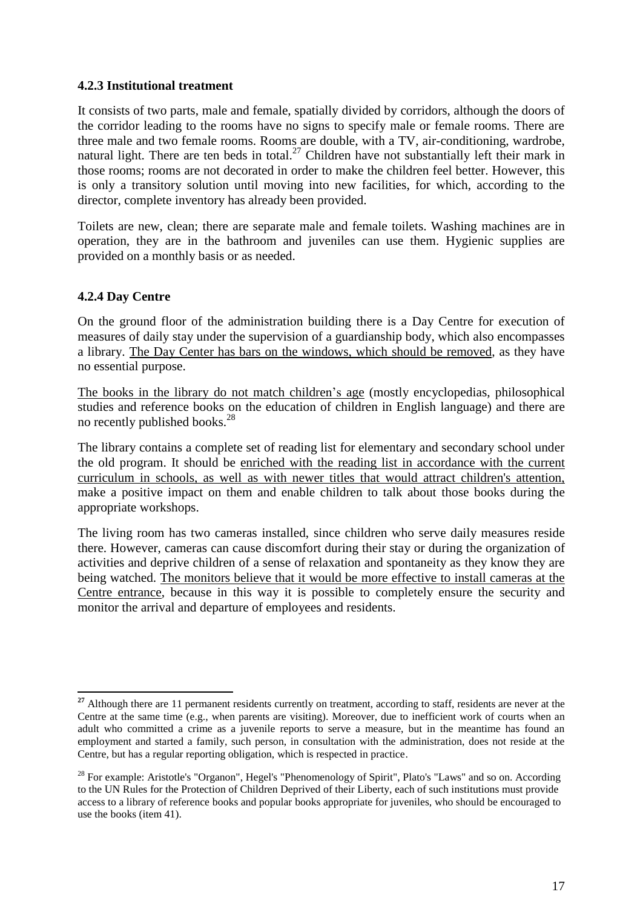#### 4.2.3 Institutional treatment

It consists of two parts, male and female, spatially divided by corridors, although the doors of the corridor leading to the rooms have no signs to specify male or female rooms. There are three male and two female rooms. Rooms are double, with a TV, air-conditioning, wardrobe, natural light. There are ten beds in total.[27] Children have not substantially left their mark in those rooms; rooms are not decorated in order to make the children feel better. However, this is only a transitory solution until moving into new facilities, for which, according to the director, complete inventory has already been provided.

Toilets are new, clean; there are separate male and female toilets. Washing machines are in operation, they are in the bathroom and juveniles can use them. Hygienic supplies are provided on a monthly basis or as needed.

#### 4.2.4 Day Centre

On the ground floor of the administration building there is a Day Centre for execution of measures of daily stay under the supervision of a guardianship body, which also encompasses a library. <u>The Day Center has bars on the windows, which should be removed</u>, as they have no essential purpose.

<u>The books in the library do not match children's age</u> (mostly encyclopedias, philosophical studies and reference books on the education of children in English language) and there are no recently published books.[28]

The library contains a complete set of reading list for elementary and secondary school under the old program. It should be <u>enriched with the reading list in accordance with the current curriculum in schools, as well as with newer titles that would attract children's attention,</u> make a positive impact on them and enable children to talk about those books during the appropriate workshops.

The living room has two cameras installed, since children who serve daily measures reside there. However, cameras can cause discomfort during their stay or during the organization of activities and deprive children of a sense of relaxation and spontaneity as they know they are being watched. <u>The monitors believe that it would be more effective to install cameras at the Centre entrance</u>, because in this way it is possible to completely ensure the security and monitor the arrival and departure of employees and residents.

---

[27] Although there are 11 permanent residents currently on treatment, according to staff, residents are never at the Centre at the same time (e.g., when parents are visiting). Moreover, due to inefficient work of courts when an adult who committed a crime as a juvenile reports to serve a measure, but in the meantime has found an employment and started a family, such person, in consultation with the administration, does not reside at the Centre, but has a regular reporting obligation, which is respected in practice.

[28] For example: Aristotle's "Organon", Hegel's "Phenomenology of Spirit", Plato's "Laws" and so on. According to the UN Rules for the Protection of Children Deprived of their Liberty, each of such institutions must provide access to a library of reference books and popular books appropriate for juveniles, who should be encouraged to use the books (item 41).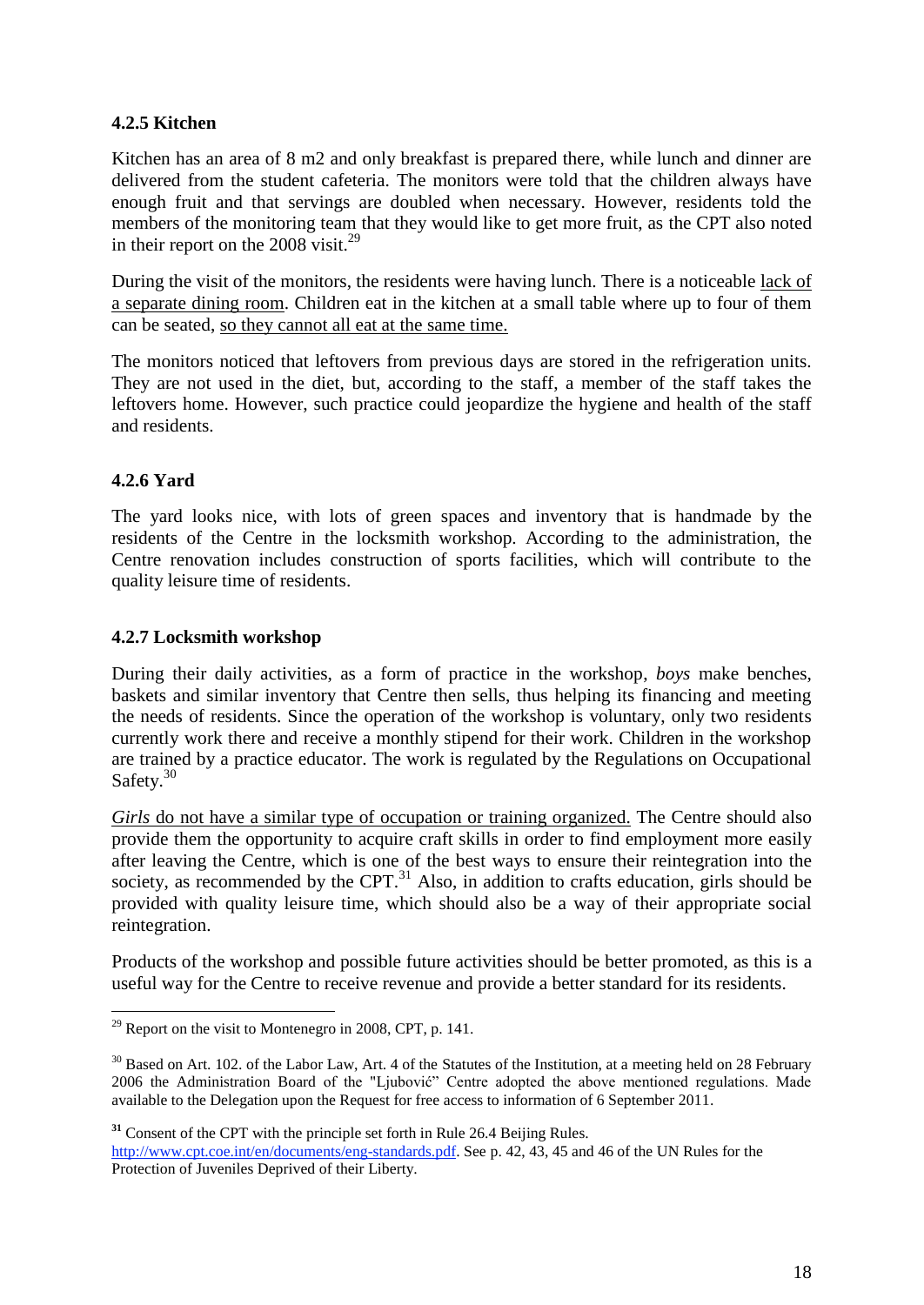#### 4.2.5 Kitchen

Kitchen has an area of 8 m2 and only breakfast is prepared there, while lunch and dinner are delivered from the student cafeteria. The monitors were told that the children always have enough fruit and that servings are doubled when necessary. However, residents told the members of the monitoring team that they would like to get more fruit, as the CPT also noted in their report on the 2008 visit.[29]

During the visit of the monitors, the residents were having lunch. There is a noticeable lack of a separate dining room. Children eat in the kitchen at a small table where up to four of them can be seated, so they cannot all eat at the same time.

The monitors noticed that leftovers from previous days are stored in the refrigeration units. They are not used in the diet, but, according to the staff, a member of the staff takes the leftovers home. However, such practice could jeopardize the hygiene and health of the staff and residents.

#### 4.2.6 Yard

The yard looks nice, with lots of green spaces and inventory that is handmade by the residents of the Centre in the locksmith workshop. According to the administration, the Centre renovation includes construction of sports facilities, which will contribute to the quality leisure time of residents.

#### 4.2.7 Locksmith workshop

During their daily activities, as a form of practice in the workshop, *boys* make benches, baskets and similar inventory that Centre then sells, thus helping its financing and meeting the needs of residents. Since the operation of the workshop is voluntary, only two residents currently work there and receive a monthly stipend for their work. Children in the workshop are trained by a practice educator. The work is regulated by the Regulations on Occupational Safety.[30]

*Girls* do not have a similar type of occupation or training organized. The Centre should also provide them the opportunity to acquire craft skills in order to find employment more easily after leaving the Centre, which is one of the best ways to ensure their reintegration into the society, as recommended by the CPT.[31] Also, in addition to crafts education, girls should be provided with quality leisure time, which should also be a way of their appropriate social reintegration.

Products of the workshop and possible future activities should be better promoted, as this is a useful way for the Centre to receive revenue and provide a better standard for its residents.

---

[29] Report on the visit to Montenegro in 2008, CPT, p. 141.

[30] Based on Art. 102. of the Labor Law, Art. 4 of the Statutes of the Institution, at a meeting held on 28 February 2006 the Administration Board of the "Ljubović" Centre adopted the above mentioned regulations. Made available to the Delegation upon the Request for free access to information of 6 September 2011.

[31] Consent of the CPT with the principle set forth in Rule 26.4 Beijing Rules. http://www.cpt.coe.int/en/documents/eng-standards.pdf. See p. 42, 43, 45 and 46 of the UN Rules for the Protection of Juveniles Deprived of their Liberty.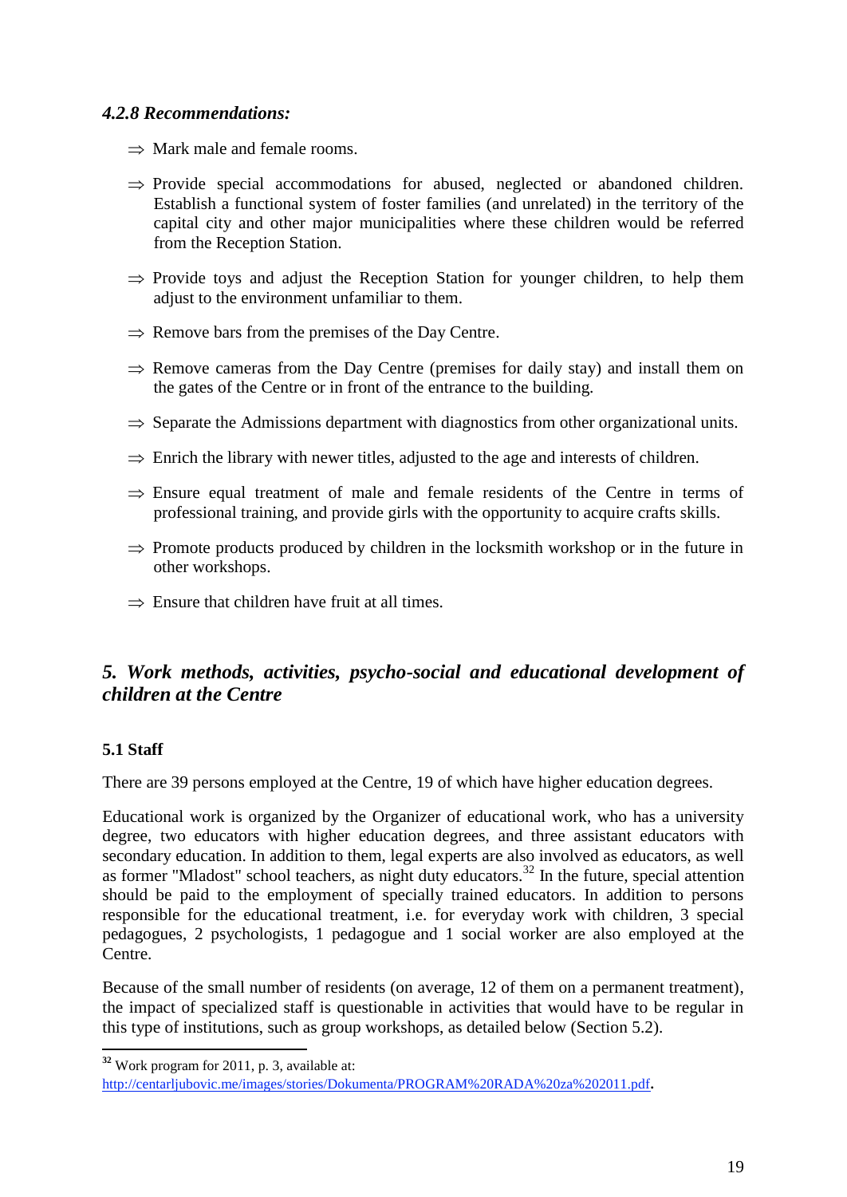#### *4.2.8 Recommendations:*

- ⇒ Mark male and female rooms.
- ⇒ Provide special accommodations for abused, neglected or abandoned children. Establish a functional system of foster families (and unrelated) in the territory of the capital city and other major municipalities where these children would be referred from the Reception Station.
- ⇒ Provide toys and adjust the Reception Station for younger children, to help them adjust to the environment unfamiliar to them.
- ⇒ Remove bars from the premises of the Day Centre.
- ⇒ Remove cameras from the Day Centre (premises for daily stay) and install them on the gates of the Centre or in front of the entrance to the building.
- ⇒ Separate the Admissions department with diagnostics from other organizational units.
- ⇒ Enrich the library with newer titles, adjusted to the age and interests of children.
- ⇒ Ensure equal treatment of male and female residents of the Centre in terms of professional training, and provide girls with the opportunity to acquire crafts skills.
- ⇒ Promote products produced by children in the locksmith workshop or in the future in other workshops.
- ⇒ Ensure that children have fruit at all times.

## *5. Work methods, activities, psycho-social and educational development of children at the Centre*

### 5.1 Staff

There are 39 persons employed at the Centre, 19 of which have higher education degrees.

Educational work is organized by the Organizer of educational work, who has a university degree, two educators with higher education degrees, and three assistant educators with secondary education. In addition to them, legal experts are also involved as educators, as well as former "Mladost" school teachers, as night duty educators.[32] In the future, special attention should be paid to the employment of specially trained educators. In addition to persons responsible for the educational treatment, i.e. for everyday work with children, 3 special pedagogues, 2 psychologists, 1 pedagogue and 1 social worker are also employed at the Centre.

Because of the small number of residents (on average, 12 of them on a permanent treatment), the impact of specialized staff is questionable in activities that would have to be regular in this type of institutions, such as group workshops, as detailed below (Section 5.2).

---

[32] Work program for 2011, p. 3, available at: http://centarljubovic.me/images/stories/Dokumenta/PROGRAM%20RADA%20za%202011.pdf.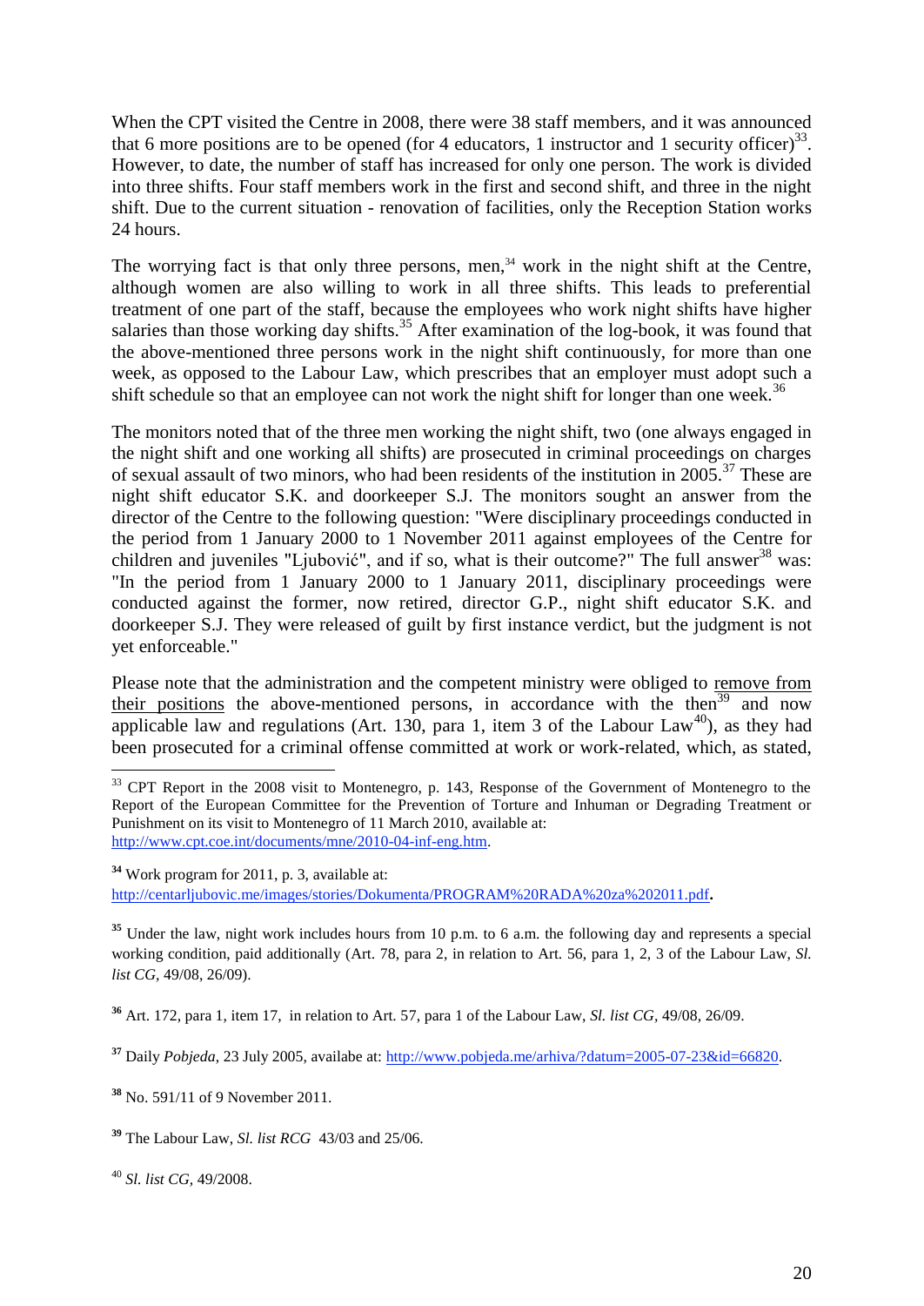When the CPT visited the Centre in 2008, there were 38 staff members, and it was announced that 6 more positions are to be opened (for 4 educators, 1 instructor and 1 security officer)[33]. However, to date, the number of staff has increased for only one person. The work is divided into three shifts. Four staff members work in the first and second shift, and three in the night shift. Due to the current situation - renovation of facilities, only the Reception Station works 24 hours.

The worrying fact is that only three persons, men,[34] work in the night shift at the Centre, although women are also willing to work in all three shifts. This leads to preferential treatment of one part of the staff, because the employees who work night shifts have higher salaries than those working day shifts.[35] After examination of the log-book, it was found that the above-mentioned three persons work in the night shift continuously, for more than one week, as opposed to the Labour Law, which prescribes that an employer must adopt such a shift schedule so that an employee can not work the night shift for longer than one week.[36]

The monitors noted that of the three men working the night shift, two (one always engaged in the night shift and one working all shifts) are prosecuted in criminal proceedings on charges of sexual assault of two minors, who had been residents of the institution in 2005.[37] These are night shift educator S.K. and doorkeeper S.J. The monitors sought an answer from the director of the Centre to the following question: "Were disciplinary proceedings conducted in the period from 1 January 2000 to 1 November 2011 against employees of the Centre for children and juveniles "Ljubović", and if so, what is their outcome?" The full answer[38] was: "In the period from 1 January 2000 to 1 January 2011, disciplinary proceedings were conducted against the former, now retired, director G.P., night shift educator S.K. and doorkeeper S.J. They were released of guilt by first instance verdict, but the judgment is not yet enforceable."

Please note that the administration and the competent ministry were obliged to <u>remove from their positions</u> the above-mentioned persons, in accordance with the then[39] and now applicable law and regulations (Art. 130, para 1, item 3 of the Labour Law[40]), as they had been prosecuted for a criminal offense committed at work or work-related, which, as stated,

---

[33] CPT Report in the 2008 visit to Montenegro, p. 143, Response of the Government of Montenegro to the Report of the European Committee for the Prevention of Torture and Inhuman or Degrading Treatment or Punishment on its visit to Montenegro of 11 March 2010, available at: http://www.cpt.coe.int/documents/mne/2010-04-inf-eng.htm.

[34] Work program for 2011, p. 3, available at: http://centarljubovic.me/images/stories/Dokumenta/PROGRAM%20RADA%20za%202011.pdf.

[35] Under the law, night work includes hours from 10 p.m. to 6 a.m. the following day and represents a special working condition, paid additionally (Art. 78, para 2, in relation to Art. 56, para 1, 2, 3 of the Labour Law, *Sl. list CG*, 49/08, 26/09).

[36] Art. 172, para 1, item 17, in relation to Art. 57, para 1 of the Labour Law, *Sl. list CG*, 49/08, 26/09.

[37] Daily *Pobjeda*, 23 July 2005, availabe at: http://www.pobjeda.me/arhiva/?datum=2005-07-23&id=66820.

[38] No. 591/11 of 9 November 2011.

[39] The Labour Law, *Sl. list RCG* 43/03 and 25/06.

[40] *Sl. list CG*, 49/2008.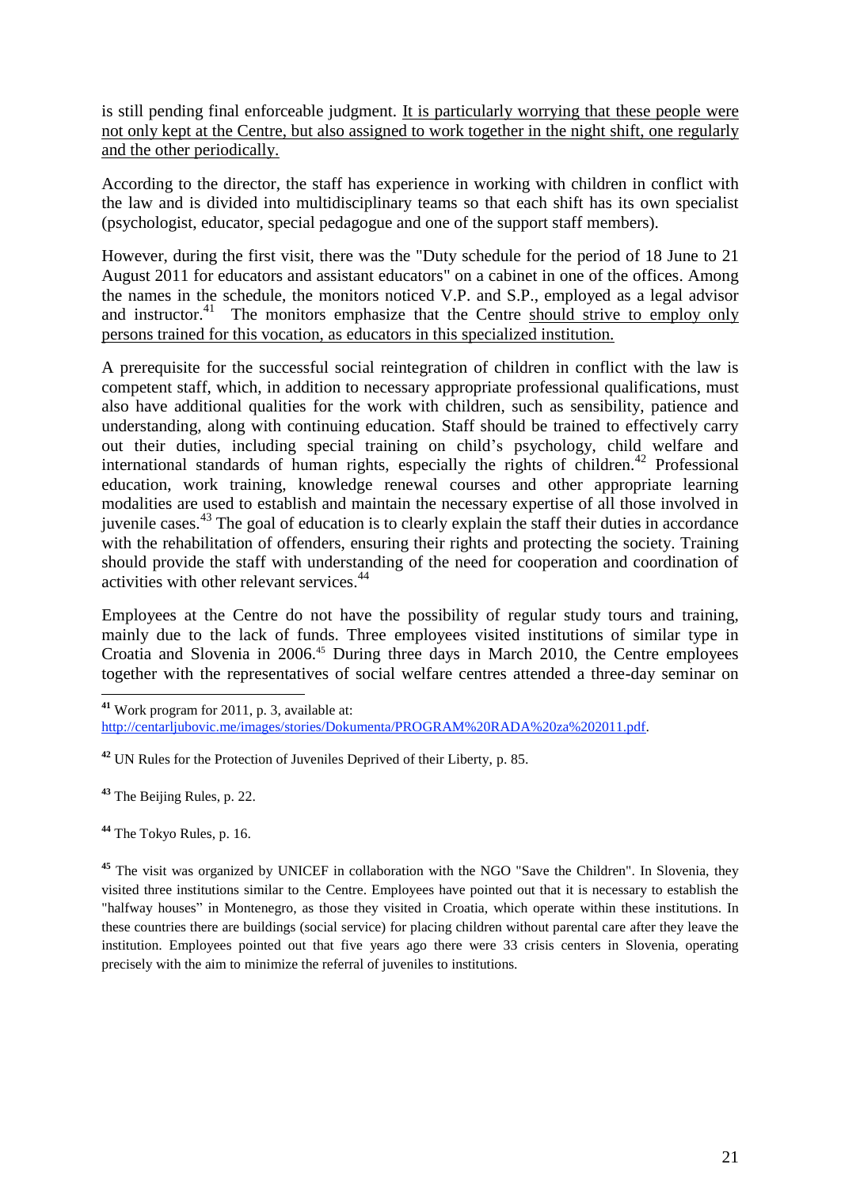is still pending final enforceable judgment. <u>It is particularly worrying that these people were not only kept at the Centre, but also assigned to work together in the night shift, one regularly and the other periodically.</u>

According to the director, the staff has experience in working with children in conflict with the law and is divided into multidisciplinary teams so that each shift has its own specialist (psychologist, educator, special pedagogue and one of the support staff members).

However, during the first visit, there was the "Duty schedule for the period of 18 June to 21 August 2011 for educators and assistant educators" on a cabinet in one of the offices. Among the names in the schedule, the monitors noticed V.P. and S.P., employed as a legal advisor and instructor.[41] The monitors emphasize that the Centre <u>should strive to employ only persons trained for this vocation, as educators in this specialized institution.</u>

A prerequisite for the successful social reintegration of children in conflict with the law is competent staff, which, in addition to necessary appropriate professional qualifications, must also have additional qualities for the work with children, such as sensibility, patience and understanding, along with continuing education. Staff should be trained to effectively carry out their duties, including special training on child's psychology, child welfare and international standards of human rights, especially the rights of children.[42] Professional education, work training, knowledge renewal courses and other appropriate learning modalities are used to establish and maintain the necessary expertise of all those involved in juvenile cases.[43] The goal of education is to clearly explain the staff their duties in accordance with the rehabilitation of offenders, ensuring their rights and protecting the society. Training should provide the staff with understanding of the need for cooperation and coordination of activities with other relevant services.[44]

Employees at the Centre do not have the possibility of regular study tours and training, mainly due to the lack of funds. Three employees visited institutions of similar type in Croatia and Slovenia in 2006.[45] During three days in March 2010, the Centre employees together with the representatives of social welfare centres attended a three-day seminar on

---

**41** Work program for 2011, p. 3, available at: http://centarljubovic.me/images/stories/Dokumenta/PROGRAM%20RADA%20za%202011.pdf.

**42** UN Rules for the Protection of Juveniles Deprived of their Liberty, p. 85.

**43** The Beijing Rules, p. 22.

**44** The Tokyo Rules, p. 16.

**45** The visit was organized by UNICEF in collaboration with the NGO "Save the Children". In Slovenia, they visited three institutions similar to the Centre. Employees have pointed out that it is necessary to establish the "halfway houses" in Montenegro, as those they visited in Croatia, which operate within these institutions. In these countries there are buildings (social service) for placing children without parental care after they leave the institution. Employees pointed out that five years ago there were 33 crisis centers in Slovenia, operating precisely with the aim to minimize the referral of juveniles to institutions.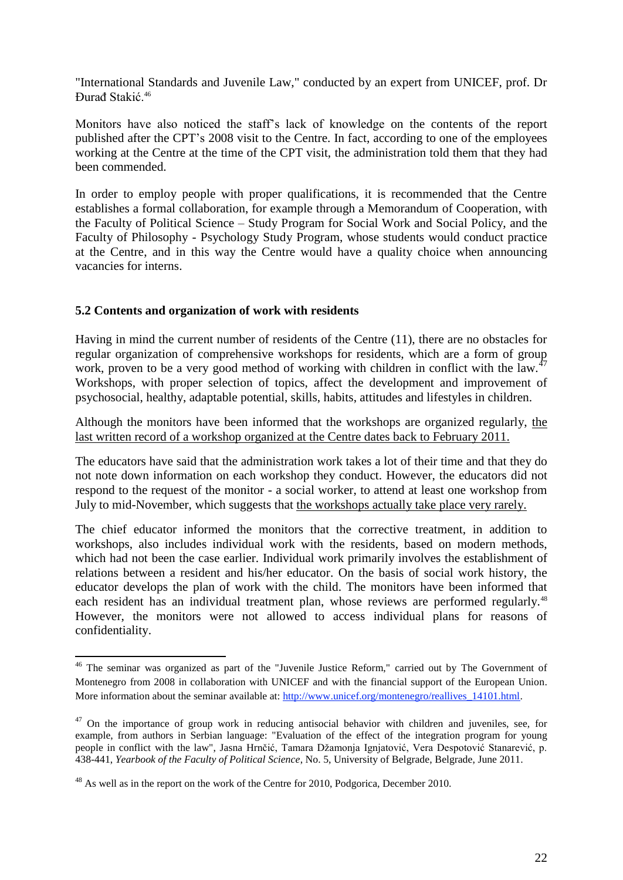"International Standards and Juvenile Law," conducted by an expert from UNICEF, prof. Dr Đurađ Stakić.[46]

Monitors have also noticed the staff's lack of knowledge on the contents of the report published after the CPT's 2008 visit to the Centre. In fact, according to one of the employees working at the Centre at the time of the CPT visit, the administration told them that they had been commended.

In order to employ people with proper qualifications, it is recommended that the Centre establishes a formal collaboration, for example through a Memorandum of Cooperation, with the Faculty of Political Science – Study Program for Social Work and Social Policy, and the Faculty of Philosophy - Psychology Study Program, whose students would conduct practice at the Centre, and in this way the Centre would have a quality choice when announcing vacancies for interns.

### 5.2 Contents and organization of work with residents

Having in mind the current number of residents of the Centre (11), there are no obstacles for regular organization of comprehensive workshops for residents, which are a form of group work, proven to be a very good method of working with children in conflict with the law.[47] Workshops, with proper selection of topics, affect the development and improvement of psychosocial, healthy, adaptable potential, skills, habits, attitudes and lifestyles in children.

Although the monitors have been informed that the workshops are organized regularly, <u>the last written record of a workshop organized at the Centre dates back to February 2011.</u>

The educators have said that the administration work takes a lot of their time and that they do not note down information on each workshop they conduct. However, the educators did not respond to the request of the monitor - a social worker, to attend at least one workshop from July to mid-November, which suggests that <u>the workshops actually take place very rarely.</u>

The chief educator informed the monitors that the corrective treatment, in addition to workshops, also includes individual work with the residents, based on modern methods, which had not been the case earlier. Individual work primarily involves the establishment of relations between a resident and his/her educator. On the basis of social work history, the educator develops the plan of work with the child. The monitors have been informed that each resident has an individual treatment plan, whose reviews are performed regularly.[48] However, the monitors were not allowed to access individual plans for reasons of confidentiality.

---

[46] The seminar was organized as part of the "Juvenile Justice Reform," carried out by The Government of Montenegro from 2008 in collaboration with UNICEF and with the financial support of the European Union. More information about the seminar available at: http://www.unicef.org/montenegro/reallives_14101.html.

[47] On the importance of group work in reducing antisocial behavior with children and juveniles, see, for example, from authors in Serbian language: "Evaluation of the effect of the integration program for young people in conflict with the law", Jasna Hrnčić, Tamara Džamonja Ignjatović, Vera Despotović Stanarević, p. 438-441, *Yearbook of the Faculty of Political Science*, No. 5, University of Belgrade, Belgrade, June 2011.

[48] As well as in the report on the work of the Centre for 2010, Podgorica, December 2010.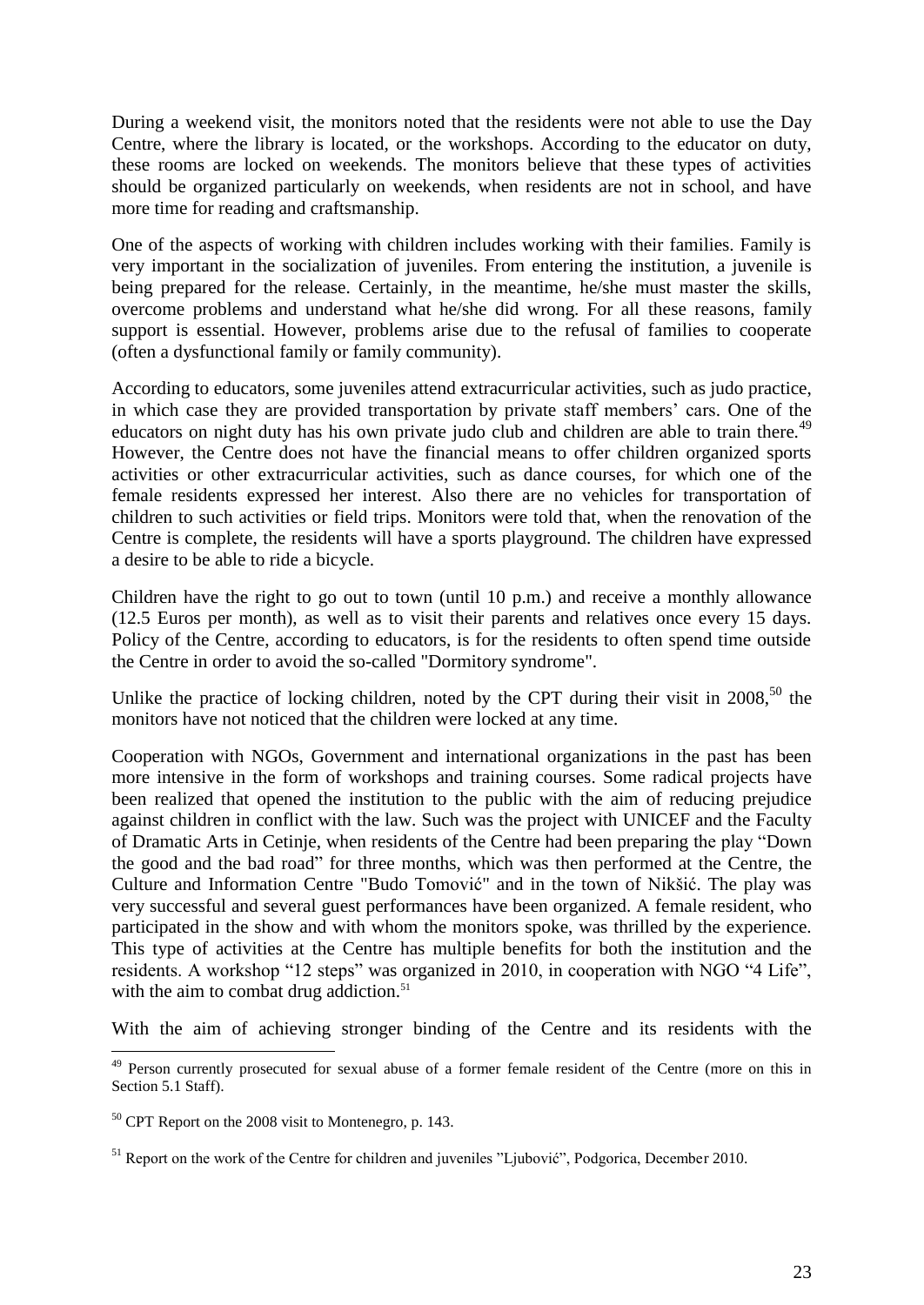During a weekend visit, the monitors noted that the residents were not able to use the Day Centre, where the library is located, or the workshops. According to the educator on duty, these rooms are locked on weekends. The monitors believe that these types of activities should be organized particularly on weekends, when residents are not in school, and have more time for reading and craftsmanship.

One of the aspects of working with children includes working with their families. Family is very important in the socialization of juveniles. From entering the institution, a juvenile is being prepared for the release. Certainly, in the meantime, he/she must master the skills, overcome problems and understand what he/she did wrong. For all these reasons, family support is essential. However, problems arise due to the refusal of families to cooperate (often a dysfunctional family or family community).

According to educators, some juveniles attend extracurricular activities, such as judo practice, in which case they are provided transportation by private staff members' cars. One of the educators on night duty has his own private judo club and children are able to train there.[49] However, the Centre does not have the financial means to offer children organized sports activities or other extracurricular activities, such as dance courses, for which one of the female residents expressed her interest. Also there are no vehicles for transportation of children to such activities or field trips. Monitors were told that, when the renovation of the Centre is complete, the residents will have a sports playground. The children have expressed a desire to be able to ride a bicycle.

Children have the right to go out to town (until 10 p.m.) and receive a monthly allowance (12.5 Euros per month), as well as to visit their parents and relatives once every 15 days. Policy of the Centre, according to educators, is for the residents to often spend time outside the Centre in order to avoid the so-called "Dormitory syndrome".

Unlike the practice of locking children, noted by the CPT during their visit in 2008,[50] the monitors have not noticed that the children were locked at any time.

Cooperation with NGOs, Government and international organizations in the past has been more intensive in the form of workshops and training courses. Some radical projects have been realized that opened the institution to the public with the aim of reducing prejudice against children in conflict with the law. Such was the project with UNICEF and the Faculty of Dramatic Arts in Cetinje, when residents of the Centre had been preparing the play "Down the good and the bad road" for three months, which was then performed at the Centre, the Culture and Information Centre "Budo Tomović" and in the town of Nikšić. The play was very successful and several guest performances have been organized. A female resident, who participated in the show and with whom the monitors spoke, was thrilled by the experience. This type of activities at the Centre has multiple benefits for both the institution and the residents. A workshop "12 steps" was organized in 2010, in cooperation with NGO "4 Life", with the aim to combat drug addiction.[51]

With the aim of achieving stronger binding of the Centre and its residents with the

---

[49] Person currently prosecuted for sexual abuse of a former female resident of the Centre (more on this in Section 5.1 Staff).

[50] CPT Report on the 2008 visit to Montenegro, p. 143.

[51] Report on the work of the Centre for children and juveniles "Ljubović", Podgorica, December 2010.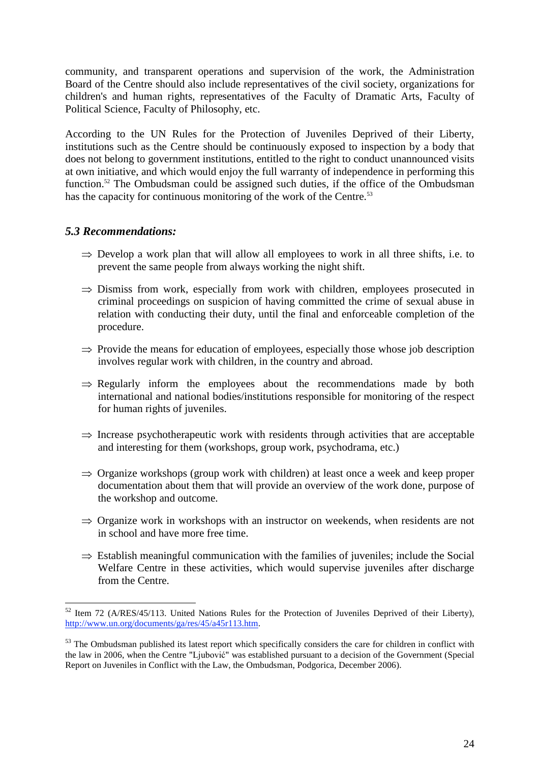community, and transparent operations and supervision of the work, the Administration Board of the Centre should also include representatives of the civil society, organizations for children's and human rights, representatives of the Faculty of Dramatic Arts, Faculty of Political Science, Faculty of Philosophy, etc.

According to the UN Rules for the Protection of Juveniles Deprived of their Liberty, institutions such as the Centre should be continuously exposed to inspection by a body that does not belong to government institutions, entitled to the right to conduct unannounced visits at own initiative, and which would enjoy the full warranty of independence in performing this function.[52] The Ombudsman could be assigned such duties, if the office of the Ombudsman has the capacity for continuous monitoring of the work of the Centre.[53]

### *5.3 Recommendations:*

- ⇒ Develop a work plan that will allow all employees to work in all three shifts, i.e. to prevent the same people from always working the night shift.
- ⇒ Dismiss from work, especially from work with children, employees prosecuted in criminal proceedings on suspicion of having committed the crime of sexual abuse in relation with conducting their duty, until the final and enforceable completion of the procedure.
- ⇒ Provide the means for education of employees, especially those whose job description involves regular work with children, in the country and abroad.
- ⇒ Regularly inform the employees about the recommendations made by both international and national bodies/institutions responsible for monitoring of the respect for human rights of juveniles.
- ⇒ Increase psychotherapeutic work with residents through activities that are acceptable and interesting for them (workshops, group work, psychodrama, etc.)
- ⇒ Organize workshops (group work with children) at least once a week and keep proper documentation about them that will provide an overview of the work done, purpose of the workshop and outcome.
- ⇒ Organize work in workshops with an instructor on weekends, when residents are not in school and have more free time.
- ⇒ Establish meaningful communication with the families of juveniles; include the Social Welfare Centre in these activities, which would supervise juveniles after discharge from the Centre.

---

[52] Item 72 (A/RES/45/113. United Nations Rules for the Protection of Juveniles Deprived of their Liberty), http://www.un.org/documents/ga/res/45/a45r113.htm.

[53] The Ombudsman published its latest report which specifically considers the care for children in conflict with the law in 2006, when the Centre "Ljubović" was established pursuant to a decision of the Government (Special Report on Juveniles in Conflict with the Law, the Ombudsman, Podgorica, December 2006).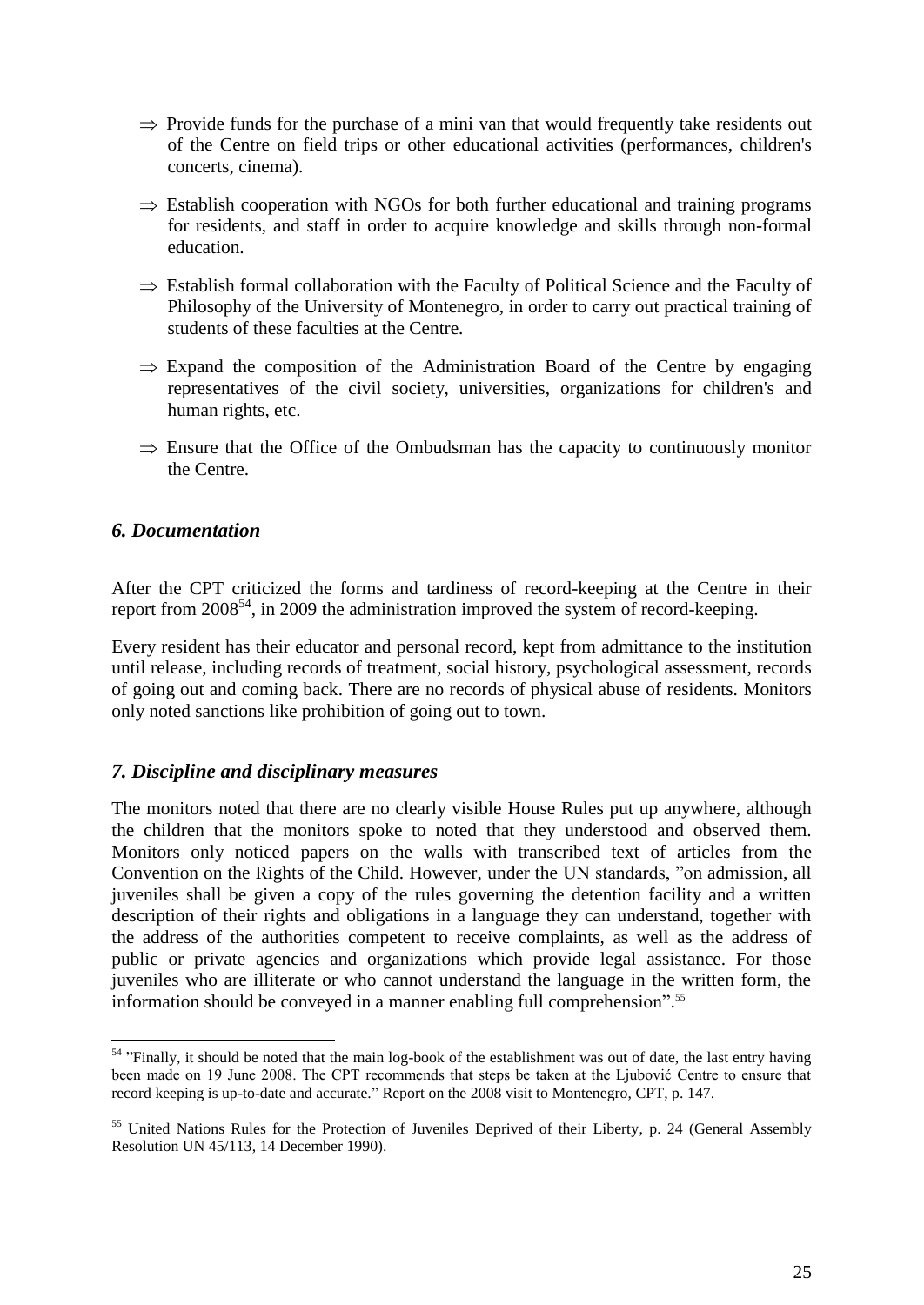- ⇒ Provide funds for the purchase of a mini van that would frequently take residents out of the Centre on field trips or other educational activities (performances, children's concerts, cinema).

- ⇒ Establish cooperation with NGOs for both further educational and training programs for residents, and staff in order to acquire knowledge and skills through non-formal education.

- ⇒ Establish formal collaboration with the Faculty of Political Science and the Faculty of Philosophy of the University of Montenegro, in order to carry out practical training of students of these faculties at the Centre.

- ⇒ Expand the composition of the Administration Board of the Centre by engaging representatives of the civil society, universities, organizations for children's and human rights, etc.

- ⇒ Ensure that the Office of the Ombudsman has the capacity to continuously monitor the Centre.

### *6. Documentation*

After the CPT criticized the forms and tardiness of record-keeping at the Centre in their report from 2008[54], in 2009 the administration improved the system of record-keeping.

Every resident has their educator and personal record, kept from admittance to the institution until release, including records of treatment, social history, psychological assessment, records of going out and coming back. There are no records of physical abuse of residents. Monitors only noted sanctions like prohibition of going out to town.

### *7. Discipline and disciplinary measures*

The monitors noted that there are no clearly visible House Rules put up anywhere, although the children that the monitors spoke to noted that they understood and observed them. Monitors only noticed papers on the walls with transcribed text of articles from the Convention on the Rights of the Child. However, under the UN standards, "on admission, all juveniles shall be given a copy of the rules governing the detention facility and a written description of their rights and obligations in a language they can understand, together with the address of the authorities competent to receive complaints, as well as the address of public or private agencies and organizations which provide legal assistance. For those juveniles who are illiterate or who cannot understand the language in the written form, the information should be conveyed in a manner enabling full comprehension".[55]

---

[54] "Finally, it should be noted that the main log-book of the establishment was out of date, the last entry having been made on 19 June 2008. The CPT recommends that steps be taken at the Ljubović Centre to ensure that record keeping is up-to-date and accurate." Report on the 2008 visit to Montenegro, CPT, p. 147.

[55] United Nations Rules for the Protection of Juveniles Deprived of their Liberty, p. 24 (General Assembly Resolution UN 45/113, 14 December 1990).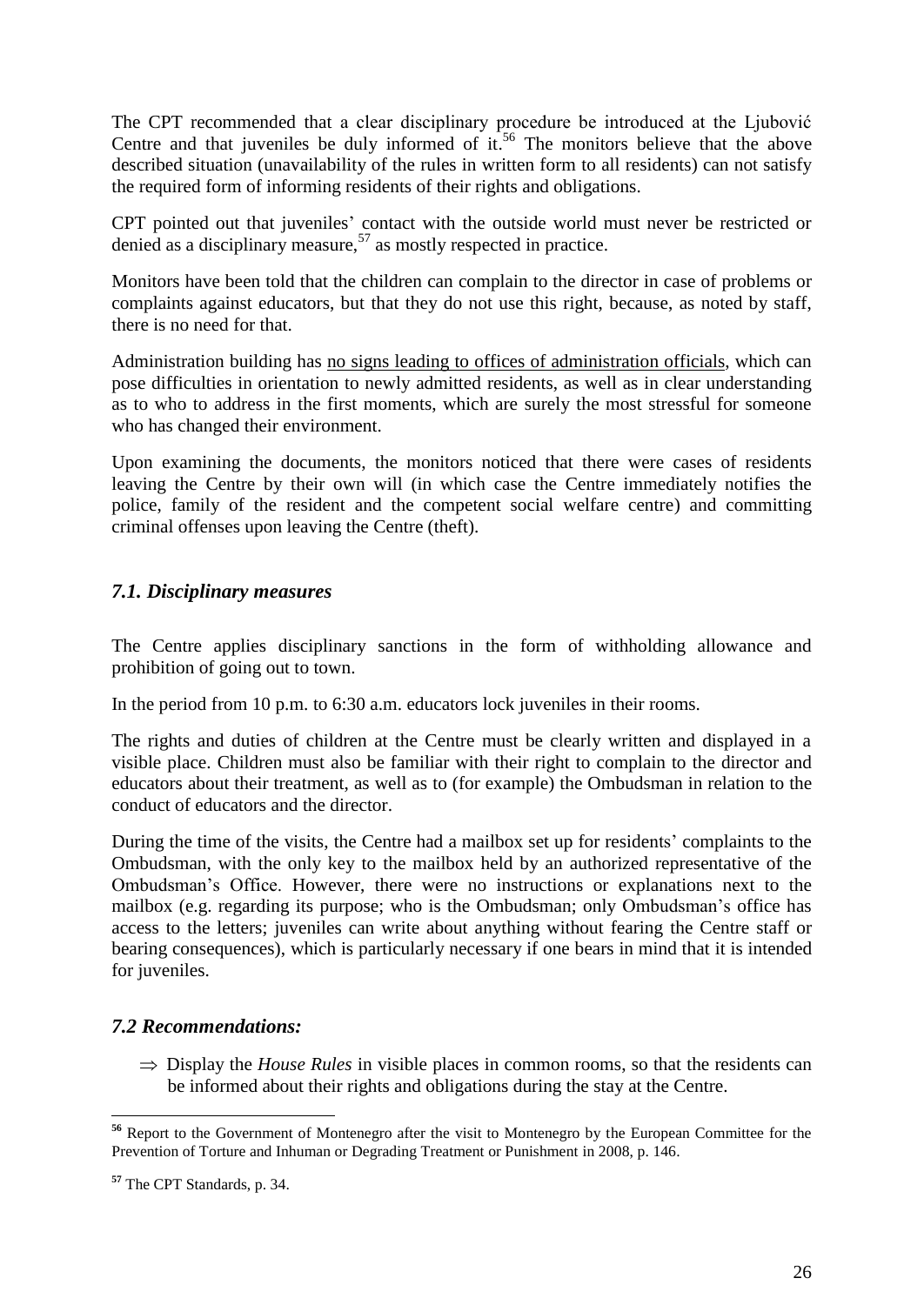The CPT recommended that a clear disciplinary procedure be introduced at the Ljubović Centre and that juveniles be duly informed of it.[56] The monitors believe that the above described situation (unavailability of the rules in written form to all residents) can not satisfy the required form of informing residents of their rights and obligations.

CPT pointed out that juveniles' contact with the outside world must never be restricted or denied as a disciplinary measure,[57] as mostly respected in practice.

Monitors have been told that the children can complain to the director in case of problems or complaints against educators, but that they do not use this right, because, as noted by staff, there is no need for that.

Administration building has <u>no signs leading to offices of administration officials</u>, which can pose difficulties in orientation to newly admitted residents, as well as in clear understanding as to who to address in the first moments, which are surely the most stressful for someone who has changed their environment.

Upon examining the documents, the monitors noticed that there were cases of residents leaving the Centre by their own will (in which case the Centre immediately notifies the police, family of the resident and the competent social welfare centre) and committing criminal offenses upon leaving the Centre (theft).

### *7.1. Disciplinary measures*

The Centre applies disciplinary sanctions in the form of withholding allowance and prohibition of going out to town.

In the period from 10 p.m. to 6:30 a.m. educators lock juveniles in their rooms.

The rights and duties of children at the Centre must be clearly written and displayed in a visible place. Children must also be familiar with their right to complain to the director and educators about their treatment, as well as to (for example) the Ombudsman in relation to the conduct of educators and the director.

During the time of the visits, the Centre had a mailbox set up for residents' complaints to the Ombudsman, with the only key to the mailbox held by an authorized representative of the Ombudsman's Office. However, there were no instructions or explanations next to the mailbox (e.g. regarding its purpose; who is the Ombudsman; only Ombudsman's office has access to the letters; juveniles can write about anything without fearing the Centre staff or bearing consequences), which is particularly necessary if one bears in mind that it is intended for juveniles.

### *7.2 Recommendations:*

⇒ Display the *House Rules* in visible places in common rooms, so that the residents can be informed about their rights and obligations during the stay at the Centre.

---

[56] Report to the Government of Montenegro after the visit to Montenegro by the European Committee for the Prevention of Torture and Inhuman or Degrading Treatment or Punishment in 2008, p. 146.

[57] The CPT Standards, p. 34.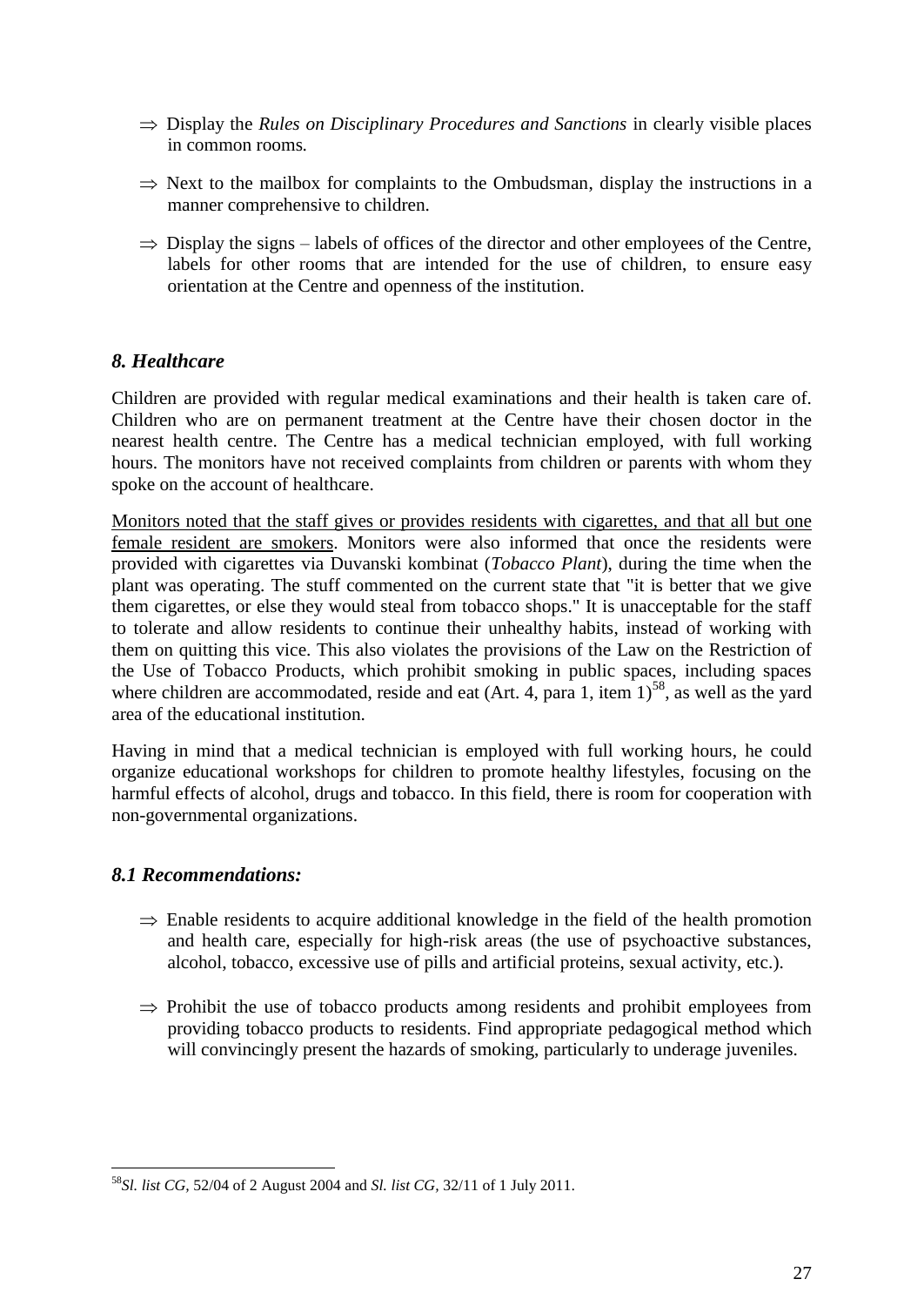- ⇒ Display the *Rules on Disciplinary Procedures and Sanctions* in clearly visible places in common rooms.
- ⇒ Next to the mailbox for complaints to the Ombudsman, display the instructions in a manner comprehensive to children.
- ⇒ Display the signs – labels of offices of the director and other employees of the Centre, labels for other rooms that are intended for the use of children, to ensure easy orientation at the Centre and openness of the institution.

### *8. Healthcare*

Children are provided with regular medical examinations and their health is taken care of. Children who are on permanent treatment at the Centre have their chosen doctor in the nearest health centre. The Centre has a medical technician employed, with full working hours. The monitors have not received complaints from children or parents with whom they spoke on the account of healthcare.

<u>Monitors noted that the staff gives or provides residents with cigarettes, and that all but one female resident are smokers</u>. Monitors were also informed that once the residents were provided with cigarettes via Duvanski kombinat (*Tobacco Plant*), during the time when the plant was operating. The stuff commented on the current state that "it is better that we give them cigarettes, or else they would steal from tobacco shops." It is unacceptable for the staff to tolerate and allow residents to continue their unhealthy habits, instead of working with them on quitting this vice. This also violates the provisions of the Law on the Restriction of the Use of Tobacco Products, which prohibit smoking in public spaces, including spaces where children are accommodated, reside and eat (Art. 4, para 1, item 1)[58], as well as the yard area of the educational institution.

Having in mind that a medical technician is employed with full working hours, he could organize educational workshops for children to promote healthy lifestyles, focusing on the harmful effects of alcohol, drugs and tobacco. In this field, there is room for cooperation with non-governmental organizations.

### *8.1 Recommendations:*

- ⇒ Enable residents to acquire additional knowledge in the field of the health promotion and health care, especially for high-risk areas (the use of psychoactive substances, alcohol, tobacco, excessive use of pills and artificial proteins, sexual activity, etc.).
- ⇒ Prohibit the use of tobacco products among residents and prohibit employees from providing tobacco products to residents. Find appropriate pedagogical method which will convincingly present the hazards of smoking, particularly to underage juveniles.

---

[58] *Sl. list CG,* 52/04 of 2 August 2004 and *Sl. list CG,* 32/11 of 1 July 2011.